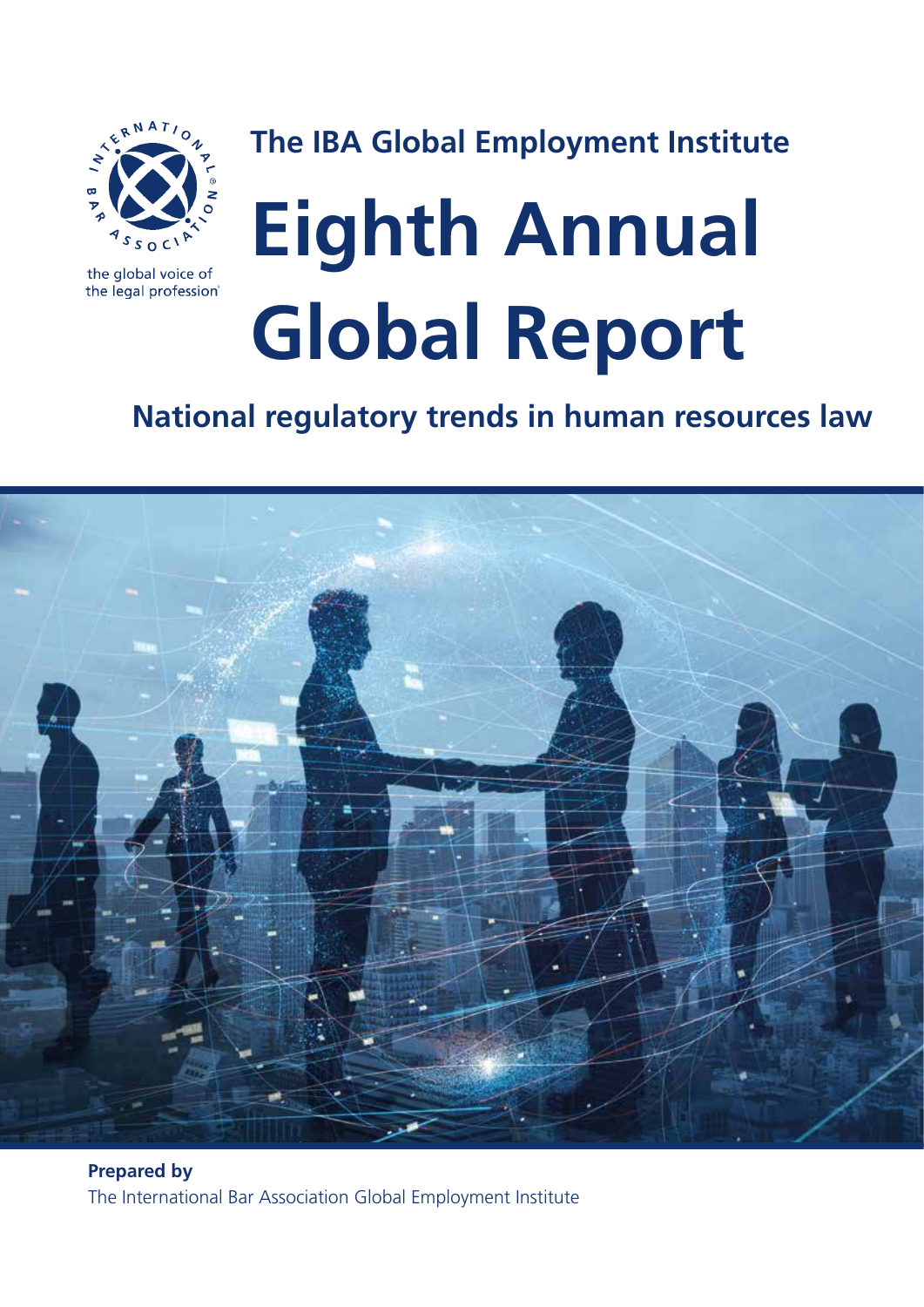the global voice of the legal profession

## The IBA Global Employment Institute

# Eighth Annual Global Report

## National regulatory trends in human resources law

**Prepared by**
The International Bar Association Global Employment Institute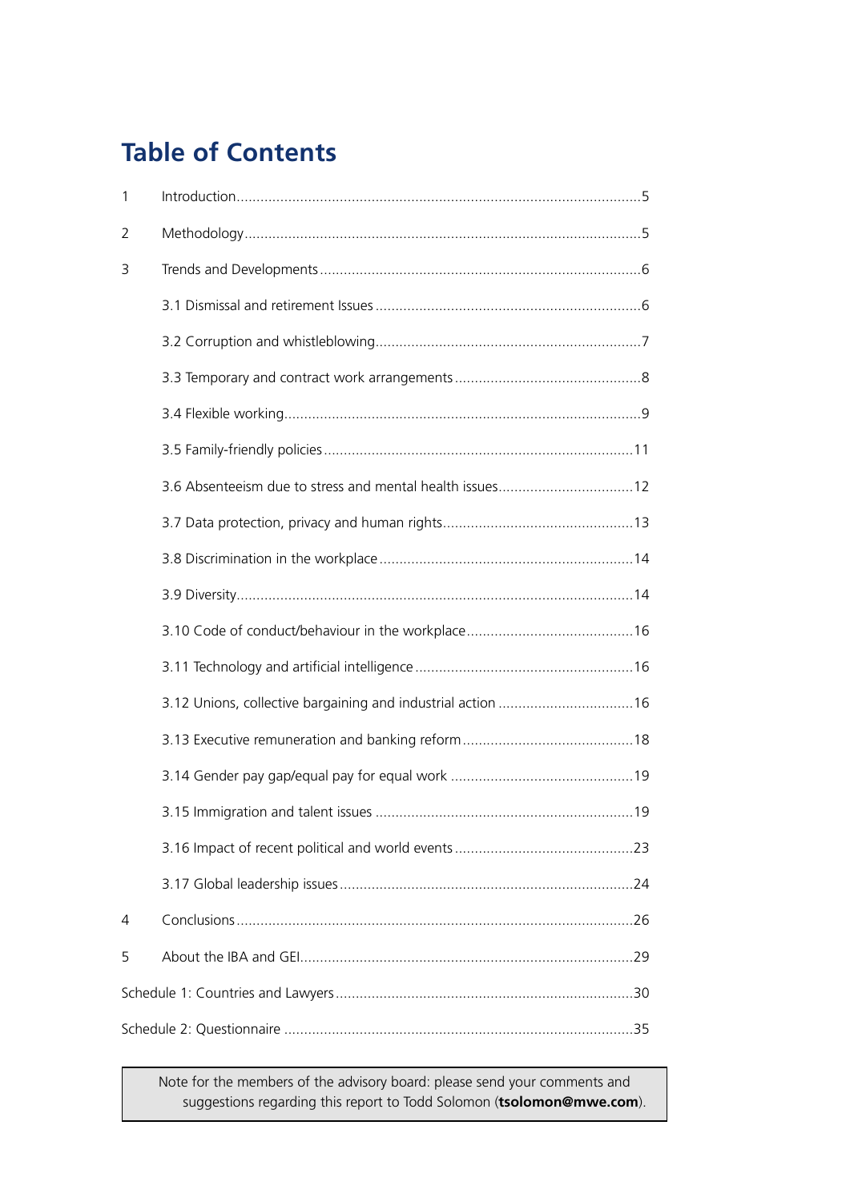# Table of Contents

| | | |
|---|---|---|
| 1 | Introduction | 5 |
| 2 | Methodology | 5 |
| 3 | Trends and Developments | 6 |
| | 3.1 Dismissal and retirement Issues | 6 |
| | 3.2 Corruption and whistleblowing | 7 |
| | 3.3 Temporary and contract work arrangements | 8 |
| | 3.4 Flexible working | 9 |
| | 3.5 Family-friendly policies | 11 |
| | 3.6 Absenteeism due to stress and mental health issues | 12 |
| | 3.7 Data protection, privacy and human rights | 13 |
| | 3.8 Discrimination in the workplace | 14 |
| | 3.9 Diversity | 14 |
| | 3.10 Code of conduct/behaviour in the workplace | 16 |
| | 3.11 Technology and artificial intelligence | 16 |
| | 3.12 Unions, collective bargaining and industrial action | 16 |
| | 3.13 Executive remuneration and banking reform | 18 |
| | 3.14 Gender pay gap/equal pay for equal work | 19 |
| | 3.15 Immigration and talent issues | 19 |
| | 3.16 Impact of recent political and world events | 23 |
| | 3.17 Global leadership issues | 24 |
| 4 | Conclusions | 26 |
| 5 | About the IBA and GEI | 29 |
| Schedule 1: Countries and Lawyers | | 30 |
| Schedule 2: Questionnaire | | 35 |

Note for the members of the advisory board: please send your comments and suggestions regarding this report to Todd Solomon (**tsolomon@mwe.com**).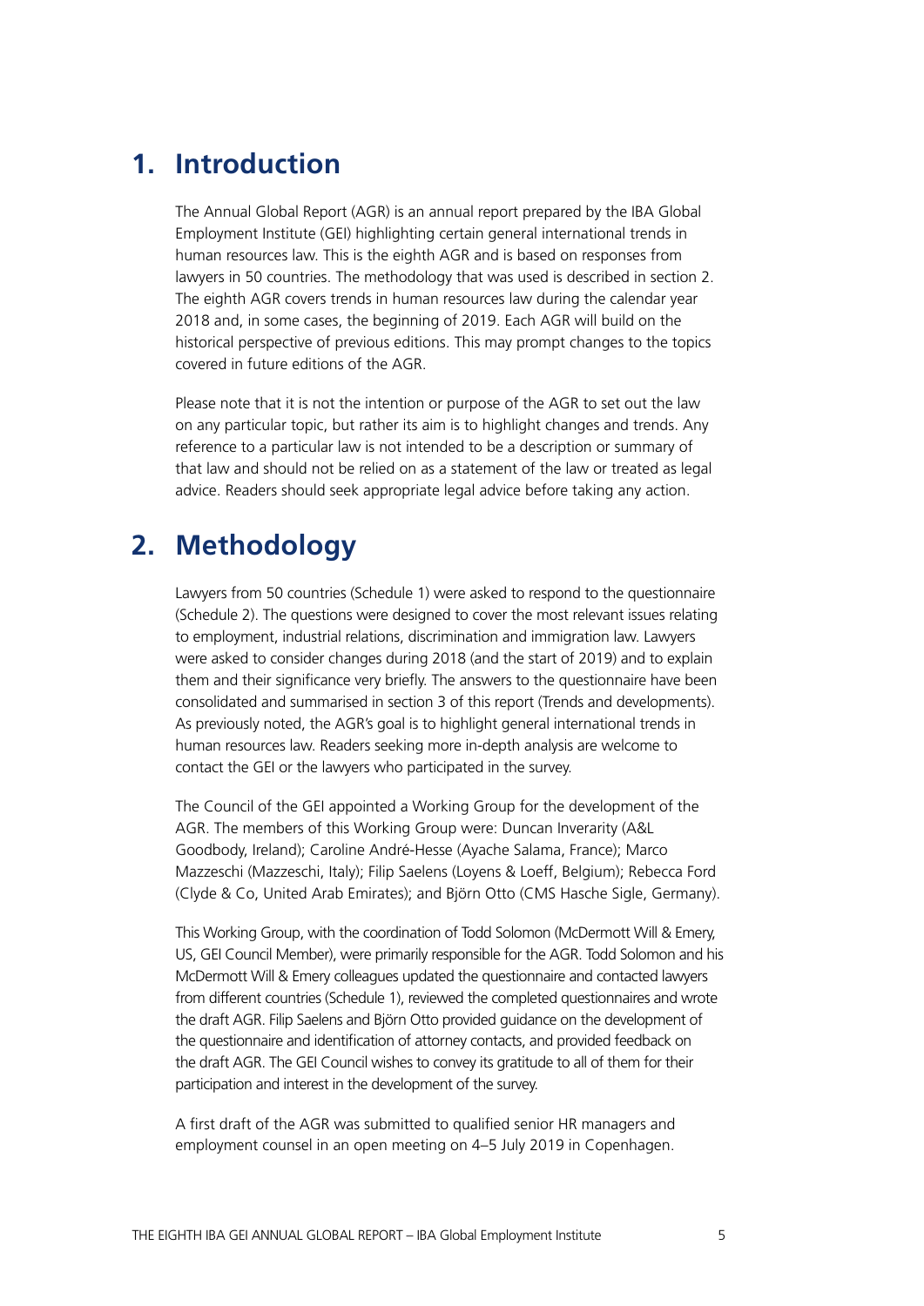# 1. Introduction

The Annual Global Report (AGR) is an annual report prepared by the IBA Global Employment Institute (GEI) highlighting certain general international trends in human resources law. This is the eighth AGR and is based on responses from lawyers in 50 countries. The methodology that was used is described in section 2. The eighth AGR covers trends in human resources law during the calendar year 2018 and, in some cases, the beginning of 2019. Each AGR will build on the historical perspective of previous editions. This may prompt changes to the topics covered in future editions of the AGR.

Please note that it is not the intention or purpose of the AGR to set out the law on any particular topic, but rather its aim is to highlight changes and trends. Any reference to a particular law is not intended to be a description or summary of that law and should not be relied on as a statement of the law or treated as legal advice. Readers should seek appropriate legal advice before taking any action.

# 2. Methodology

Lawyers from 50 countries (Schedule 1) were asked to respond to the questionnaire (Schedule 2). The questions were designed to cover the most relevant issues relating to employment, industrial relations, discrimination and immigration law. Lawyers were asked to consider changes during 2018 (and the start of 2019) and to explain them and their significance very briefly. The answers to the questionnaire have been consolidated and summarised in section 3 of this report (Trends and developments). As previously noted, the AGR's goal is to highlight general international trends in human resources law. Readers seeking more in-depth analysis are welcome to contact the GEI or the lawyers who participated in the survey.

The Council of the GEI appointed a Working Group for the development of the AGR. The members of this Working Group were: Duncan Inverarity (A&L Goodbody, Ireland); Caroline André-Hesse (Ayache Salama, France); Marco Mazzeschi (Mazzeschi, Italy); Filip Saelens (Loyens & Loeff, Belgium); Rebecca Ford (Clyde & Co, United Arab Emirates); and Björn Otto (CMS Hasche Sigle, Germany).

This Working Group, with the coordination of Todd Solomon (McDermott Will & Emery, US, GEI Council Member), were primarily responsible for the AGR. Todd Solomon and his McDermott Will & Emery colleagues updated the questionnaire and contacted lawyers from different countries (Schedule 1), reviewed the completed questionnaires and wrote the draft AGR. Filip Saelens and Björn Otto provided guidance on the development of the questionnaire and identification of attorney contacts, and provided feedback on the draft AGR. The GEI Council wishes to convey its gratitude to all of them for their participation and interest in the development of the survey.

A first draft of the AGR was submitted to qualified senior HR managers and employment counsel in an open meeting on 4–5 July 2019 in Copenhagen.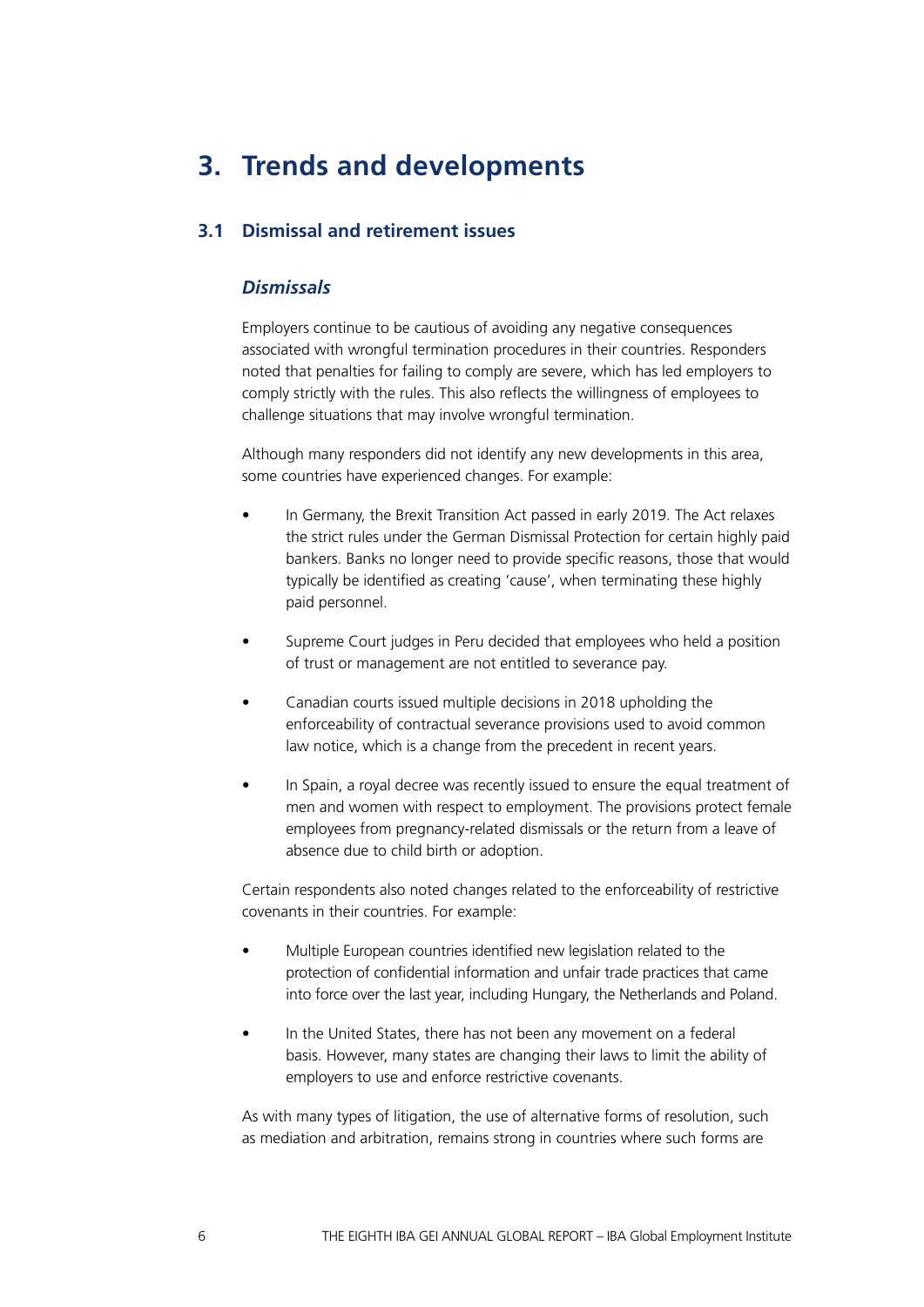# 3. Trends and developments

## 3.1 Dismissal and retirement issues

### *Dismissals*

Employers continue to be cautious of avoiding any negative consequences associated with wrongful termination procedures in their countries. Responders noted that penalties for failing to comply are severe, which has led employers to comply strictly with the rules. This also reflects the willingness of employees to challenge situations that may involve wrongful termination.

Although many responders did not identify any new developments in this area, some countries have experienced changes. For example:

- In Germany, the Brexit Transition Act passed in early 2019. The Act relaxes the strict rules under the German Dismissal Protection for certain highly paid bankers. Banks no longer need to provide specific reasons, those that would typically be identified as creating 'cause', when terminating these highly paid personnel.
- Supreme Court judges in Peru decided that employees who held a position of trust or management are not entitled to severance pay.
- Canadian courts issued multiple decisions in 2018 upholding the enforceability of contractual severance provisions used to avoid common law notice, which is a change from the precedent in recent years.
- In Spain, a royal decree was recently issued to ensure the equal treatment of men and women with respect to employment. The provisions protect female employees from pregnancy-related dismissals or the return from a leave of absence due to child birth or adoption.

Certain respondents also noted changes related to the enforceability of restrictive covenants in their countries. For example:

- Multiple European countries identified new legislation related to the protection of confidential information and unfair trade practices that came into force over the last year, including Hungary, the Netherlands and Poland.
- In the United States, there has not been any movement on a federal basis. However, many states are changing their laws to limit the ability of employers to use and enforce restrictive covenants.

As with many types of litigation, the use of alternative forms of resolution, such as mediation and arbitration, remains strong in countries where such forms are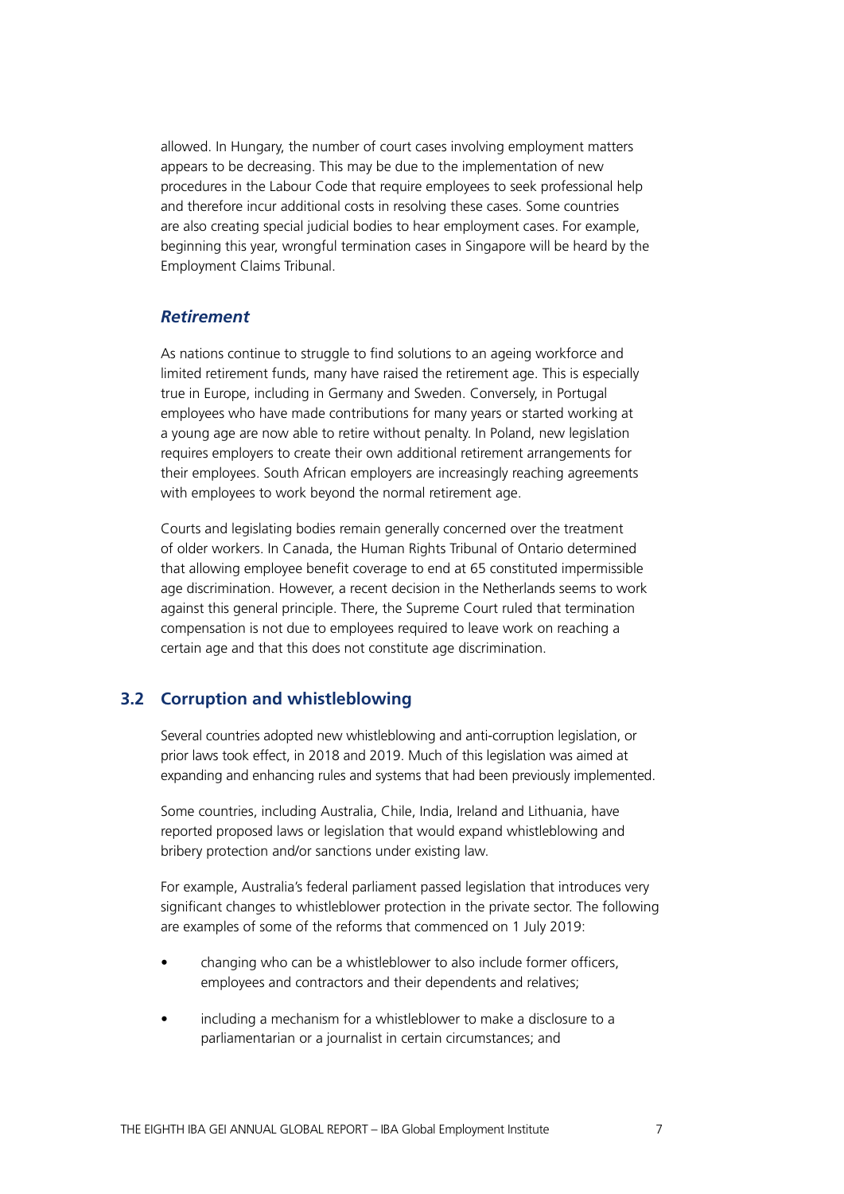allowed. In Hungary, the number of court cases involving employment matters appears to be decreasing. This may be due to the implementation of new procedures in the Labour Code that require employees to seek professional help and therefore incur additional costs in resolving these cases. Some countries are also creating special judicial bodies to hear employment cases. For example, beginning this year, wrongful termination cases in Singapore will be heard by the Employment Claims Tribunal.

### *Retirement*

As nations continue to struggle to find solutions to an ageing workforce and limited retirement funds, many have raised the retirement age. This is especially true in Europe, including in Germany and Sweden. Conversely, in Portugal employees who have made contributions for many years or started working at a young age are now able to retire without penalty. In Poland, new legislation requires employers to create their own additional retirement arrangements for their employees. South African employers are increasingly reaching agreements with employees to work beyond the normal retirement age.

Courts and legislating bodies remain generally concerned over the treatment of older workers. In Canada, the Human Rights Tribunal of Ontario determined that allowing employee benefit coverage to end at 65 constituted impermissible age discrimination. However, a recent decision in the Netherlands seems to work against this general principle. There, the Supreme Court ruled that termination compensation is not due to employees required to leave work on reaching a certain age and that this does not constitute age discrimination.

## 3.2 Corruption and whistleblowing

Several countries adopted new whistleblowing and anti-corruption legislation, or prior laws took effect, in 2018 and 2019. Much of this legislation was aimed at expanding and enhancing rules and systems that had been previously implemented.

Some countries, including Australia, Chile, India, Ireland and Lithuania, have reported proposed laws or legislation that would expand whistleblowing and bribery protection and/or sanctions under existing law.

For example, Australia's federal parliament passed legislation that introduces very significant changes to whistleblower protection in the private sector. The following are examples of some of the reforms that commenced on 1 July 2019:

- changing who can be a whistleblower to also include former officers, employees and contractors and their dependents and relatives;
- including a mechanism for a whistleblower to make a disclosure to a parliamentarian or a journalist in certain circumstances; and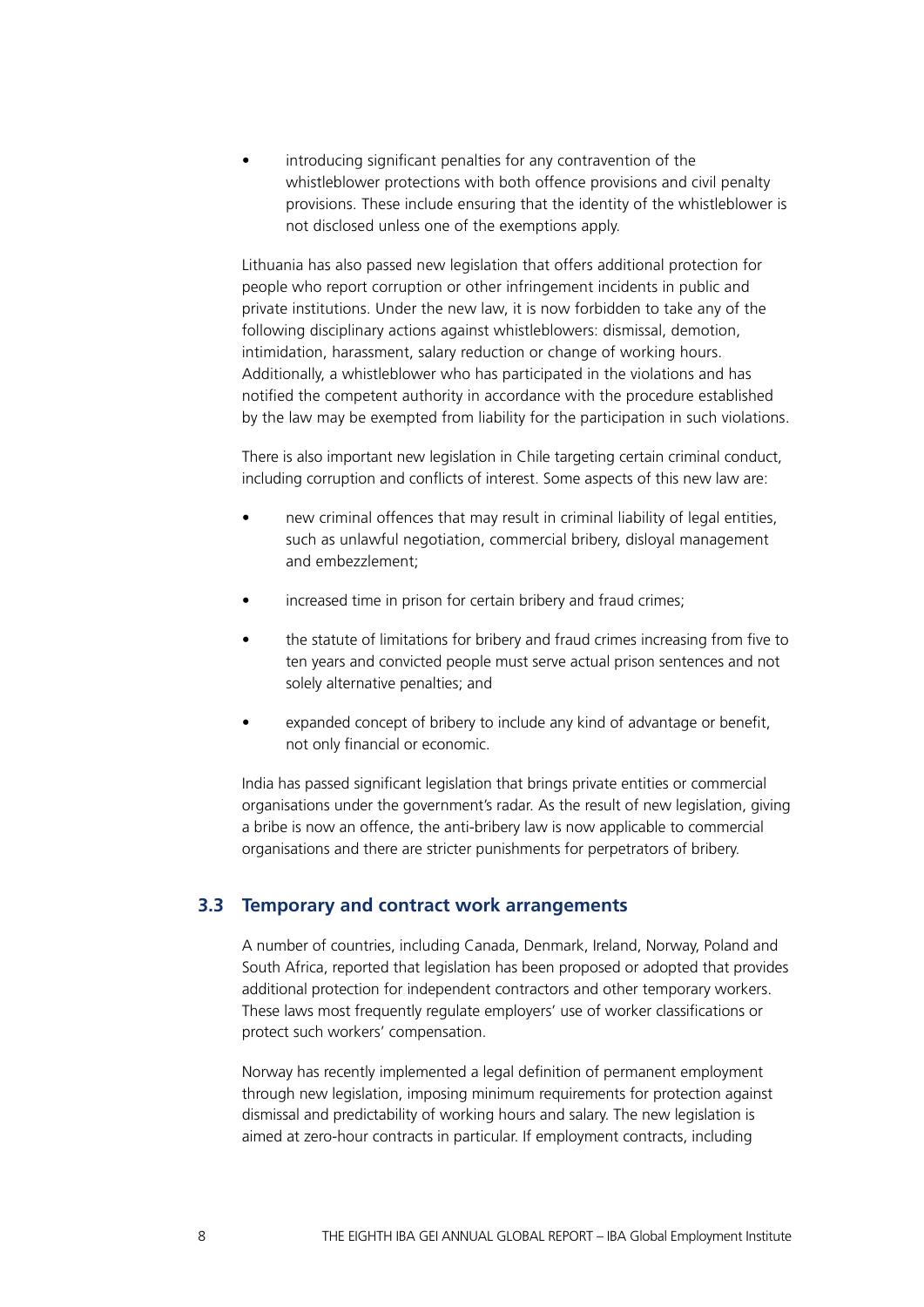- introducing significant penalties for any contravention of the whistleblower protections with both offence provisions and civil penalty provisions. These include ensuring that the identity of the whistleblower is not disclosed unless one of the exemptions apply.

Lithuania has also passed new legislation that offers additional protection for people who report corruption or other infringement incidents in public and private institutions. Under the new law, it is now forbidden to take any of the following disciplinary actions against whistleblowers: dismissal, demotion, intimidation, harassment, salary reduction or change of working hours. Additionally, a whistleblower who has participated in the violations and has notified the competent authority in accordance with the procedure established by the law may be exempted from liability for the participation in such violations.

There is also important new legislation in Chile targeting certain criminal conduct, including corruption and conflicts of interest. Some aspects of this new law are:

- new criminal offences that may result in criminal liability of legal entities, such as unlawful negotiation, commercial bribery, disloyal management and embezzlement;
- increased time in prison for certain bribery and fraud crimes;
- the statute of limitations for bribery and fraud crimes increasing from five to ten years and convicted people must serve actual prison sentences and not solely alternative penalties; and
- expanded concept of bribery to include any kind of advantage or benefit, not only financial or economic.

India has passed significant legislation that brings private entities or commercial organisations under the government's radar. As the result of new legislation, giving a bribe is now an offence, the anti-bribery law is now applicable to commercial organisations and there are stricter punishments for perpetrators of bribery.

## 3.3 Temporary and contract work arrangements

A number of countries, including Canada, Denmark, Ireland, Norway, Poland and South Africa, reported that legislation has been proposed or adopted that provides additional protection for independent contractors and other temporary workers. These laws most frequently regulate employers' use of worker classifications or protect such workers' compensation.

Norway has recently implemented a legal definition of permanent employment through new legislation, imposing minimum requirements for protection against dismissal and predictability of working hours and salary. The new legislation is aimed at zero-hour contracts in particular. If employment contracts, including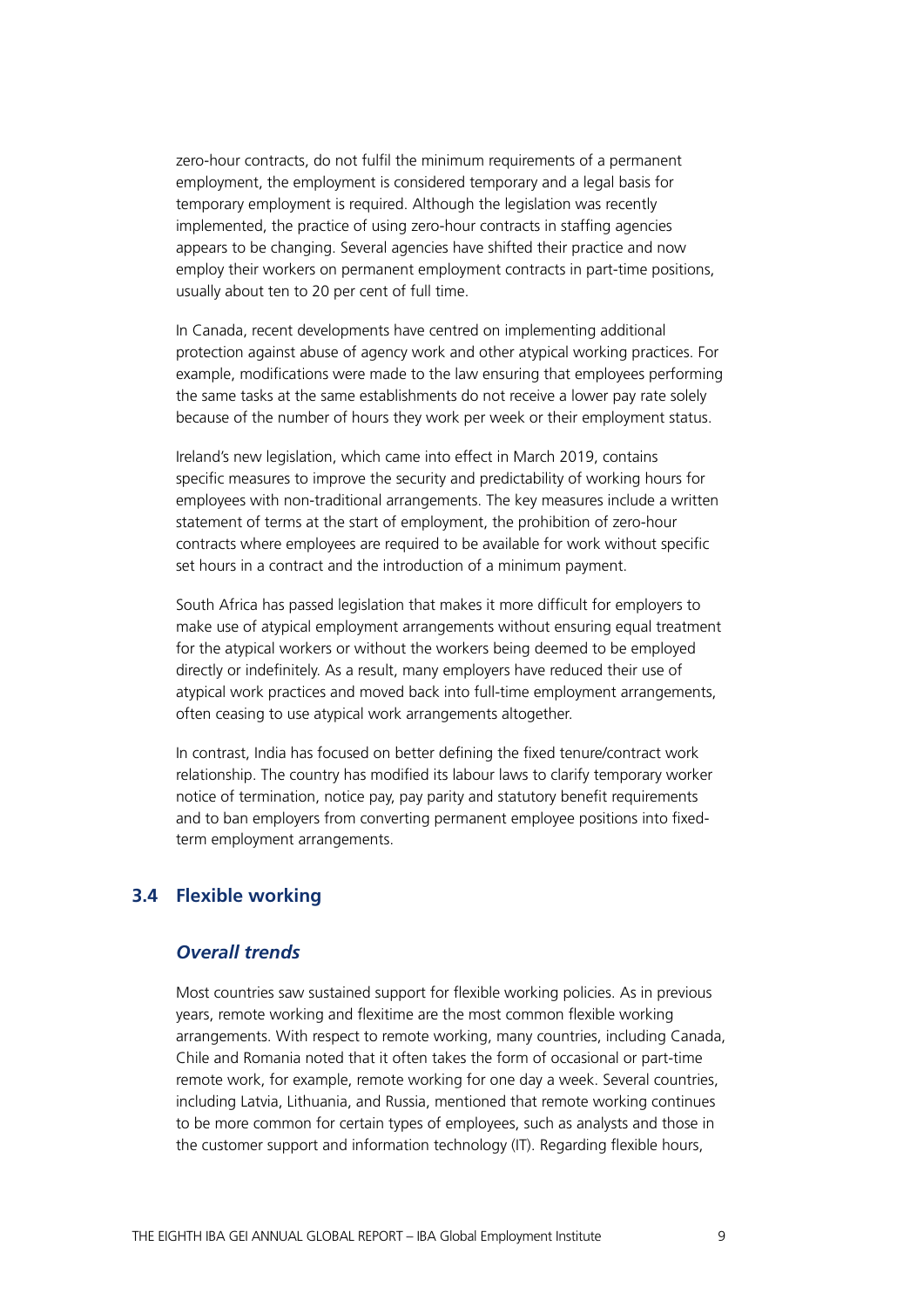zero-hour contracts, do not fulfil the minimum requirements of a permanent employment, the employment is considered temporary and a legal basis for temporary employment is required. Although the legislation was recently implemented, the practice of using zero-hour contracts in staffing agencies appears to be changing. Several agencies have shifted their practice and now employ their workers on permanent employment contracts in part-time positions, usually about ten to 20 per cent of full time.

In Canada, recent developments have centred on implementing additional protection against abuse of agency work and other atypical working practices. For example, modifications were made to the law ensuring that employees performing the same tasks at the same establishments do not receive a lower pay rate solely because of the number of hours they work per week or their employment status.

Ireland's new legislation, which came into effect in March 2019, contains specific measures to improve the security and predictability of working hours for employees with non-traditional arrangements. The key measures include a written statement of terms at the start of employment, the prohibition of zero-hour contracts where employees are required to be available for work without specific set hours in a contract and the introduction of a minimum payment.

South Africa has passed legislation that makes it more difficult for employers to make use of atypical employment arrangements without ensuring equal treatment for the atypical workers or without the workers being deemed to be employed directly or indefinitely. As a result, many employers have reduced their use of atypical work practices and moved back into full-time employment arrangements, often ceasing to use atypical work arrangements altogether.

In contrast, India has focused on better defining the fixed tenure/contract work relationship. The country has modified its labour laws to clarify temporary worker notice of termination, notice pay, pay parity and statutory benefit requirements and to ban employers from converting permanent employee positions into fixed-term employment arrangements.

## 3.4 Flexible working

### *Overall trends*

Most countries saw sustained support for flexible working policies. As in previous years, remote working and flexitime are the most common flexible working arrangements. With respect to remote working, many countries, including Canada, Chile and Romania noted that it often takes the form of occasional or part-time remote work, for example, remote working for one day a week. Several countries, including Latvia, Lithuania, and Russia, mentioned that remote working continues to be more common for certain types of employees, such as analysts and those in the customer support and information technology (IT). Regarding flexible hours,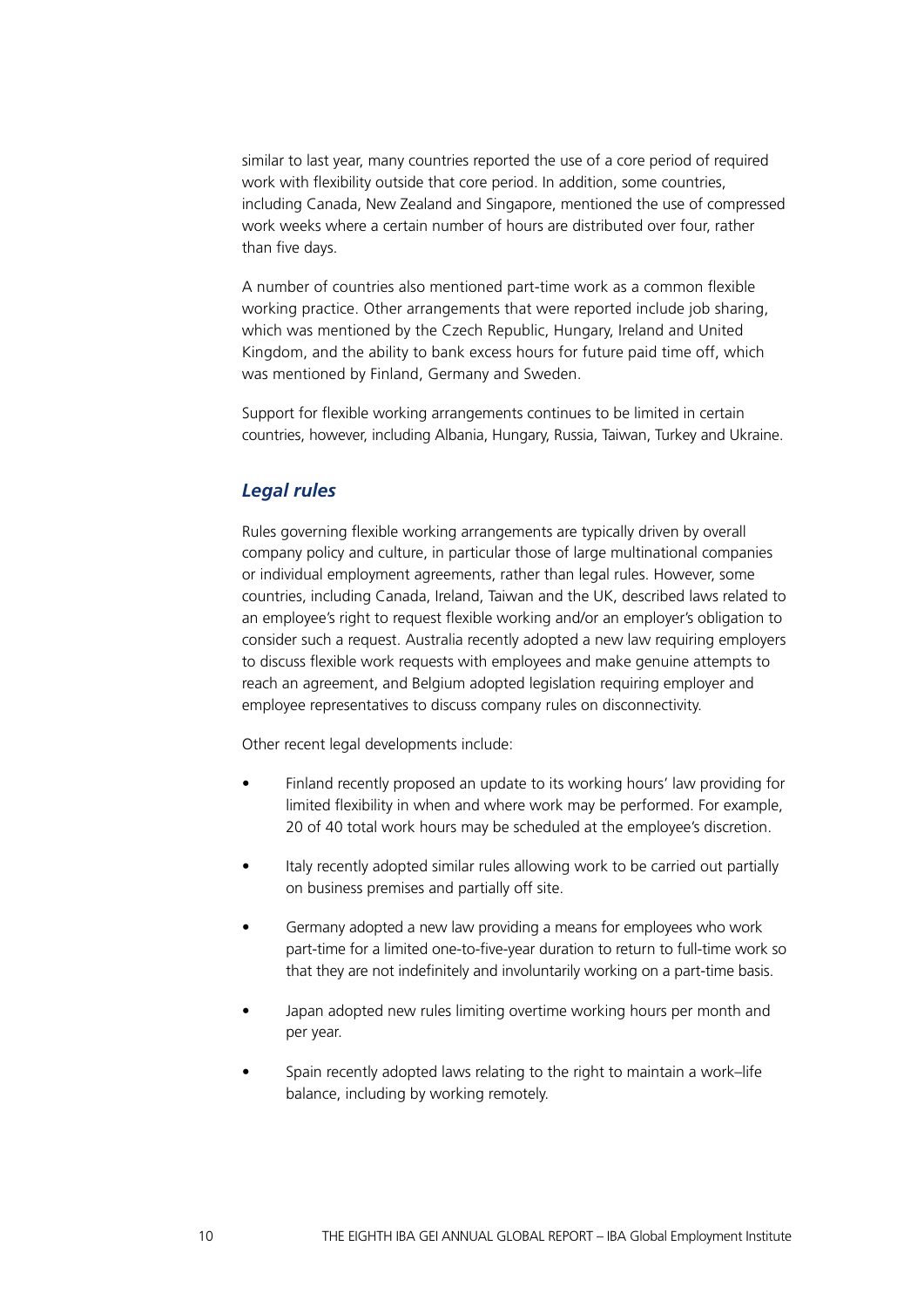similar to last year, many countries reported the use of a core period of required work with flexibility outside that core period. In addition, some countries, including Canada, New Zealand and Singapore, mentioned the use of compressed work weeks where a certain number of hours are distributed over four, rather than five days.

A number of countries also mentioned part-time work as a common flexible working practice. Other arrangements that were reported include job sharing, which was mentioned by the Czech Republic, Hungary, Ireland and United Kingdom, and the ability to bank excess hours for future paid time off, which was mentioned by Finland, Germany and Sweden.

Support for flexible working arrangements continues to be limited in certain countries, however, including Albania, Hungary, Russia, Taiwan, Turkey and Ukraine.

### *Legal rules*

Rules governing flexible working arrangements are typically driven by overall company policy and culture, in particular those of large multinational companies or individual employment agreements, rather than legal rules. However, some countries, including Canada, Ireland, Taiwan and the UK, described laws related to an employee's right to request flexible working and/or an employer's obligation to consider such a request. Australia recently adopted a new law requiring employers to discuss flexible work requests with employees and make genuine attempts to reach an agreement, and Belgium adopted legislation requiring employer and employee representatives to discuss company rules on disconnectivity.

Other recent legal developments include:

- Finland recently proposed an update to its working hours' law providing for limited flexibility in when and where work may be performed. For example, 20 of 40 total work hours may be scheduled at the employee's discretion.
- Italy recently adopted similar rules allowing work to be carried out partially on business premises and partially off site.
- Germany adopted a new law providing a means for employees who work part-time for a limited one-to-five-year duration to return to full-time work so that they are not indefinitely and involuntarily working on a part-time basis.
- Japan adopted new rules limiting overtime working hours per month and per year.
- Spain recently adopted laws relating to the right to maintain a work–life balance, including by working remotely.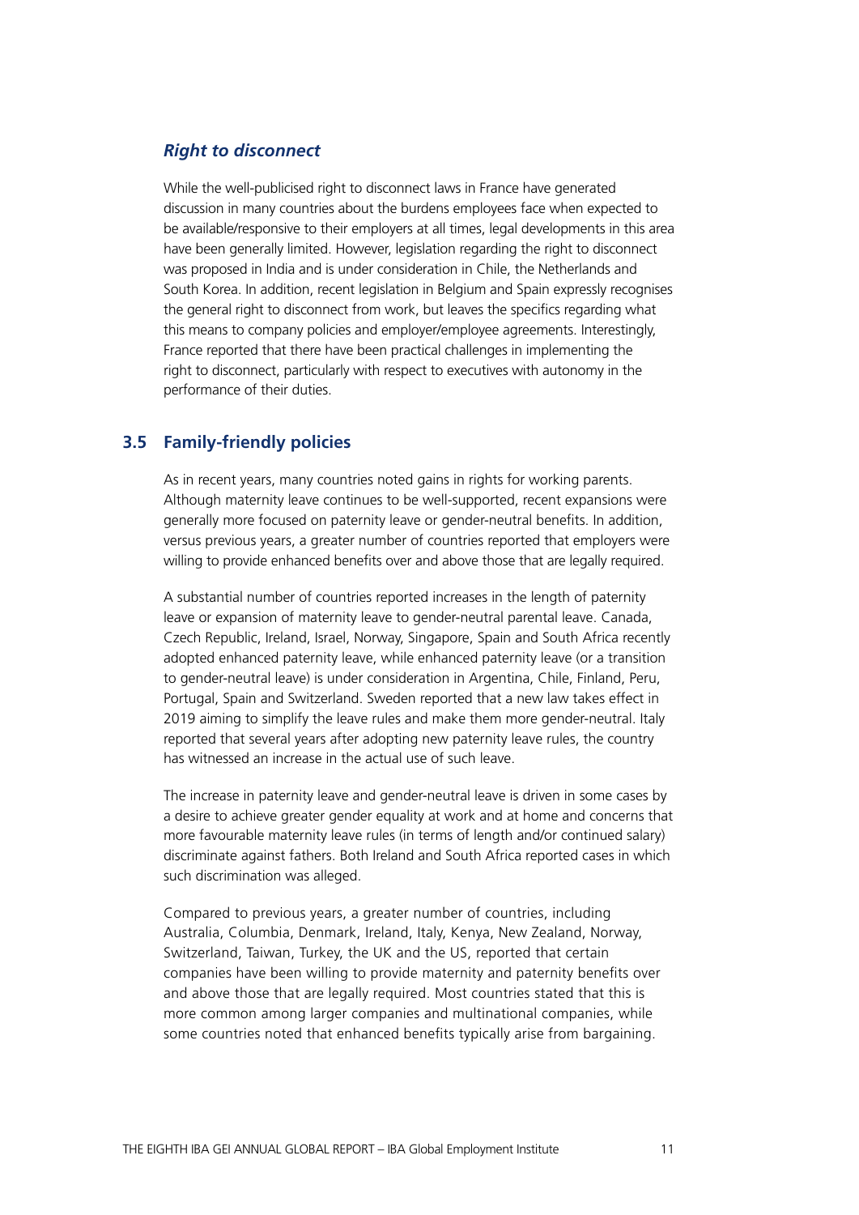### *Right to disconnect*

While the well-publicised right to disconnect laws in France have generated discussion in many countries about the burdens employees face when expected to be available/responsive to their employers at all times, legal developments in this area have been generally limited. However, legislation regarding the right to disconnect was proposed in India and is under consideration in Chile, the Netherlands and South Korea. In addition, recent legislation in Belgium and Spain expressly recognises the general right to disconnect from work, but leaves the specifics regarding what this means to company policies and employer/employee agreements. Interestingly, France reported that there have been practical challenges in implementing the right to disconnect, particularly with respect to executives with autonomy in the performance of their duties.

## 3.5 Family-friendly policies

As in recent years, many countries noted gains in rights for working parents. Although maternity leave continues to be well-supported, recent expansions were generally more focused on paternity leave or gender-neutral benefits. In addition, versus previous years, a greater number of countries reported that employers were willing to provide enhanced benefits over and above those that are legally required.

A substantial number of countries reported increases in the length of paternity leave or expansion of maternity leave to gender-neutral parental leave. Canada, Czech Republic, Ireland, Israel, Norway, Singapore, Spain and South Africa recently adopted enhanced paternity leave, while enhanced paternity leave (or a transition to gender-neutral leave) is under consideration in Argentina, Chile, Finland, Peru, Portugal, Spain and Switzerland. Sweden reported that a new law takes effect in 2019 aiming to simplify the leave rules and make them more gender-neutral. Italy reported that several years after adopting new paternity leave rules, the country has witnessed an increase in the actual use of such leave.

The increase in paternity leave and gender-neutral leave is driven in some cases by a desire to achieve greater gender equality at work and at home and concerns that more favourable maternity leave rules (in terms of length and/or continued salary) discriminate against fathers. Both Ireland and South Africa reported cases in which such discrimination was alleged.

Compared to previous years, a greater number of countries, including Australia, Columbia, Denmark, Ireland, Italy, Kenya, New Zealand, Norway, Switzerland, Taiwan, Turkey, the UK and the US, reported that certain companies have been willing to provide maternity and paternity benefits over and above those that are legally required. Most countries stated that this is more common among larger companies and multinational companies, while some countries noted that enhanced benefits typically arise from bargaining.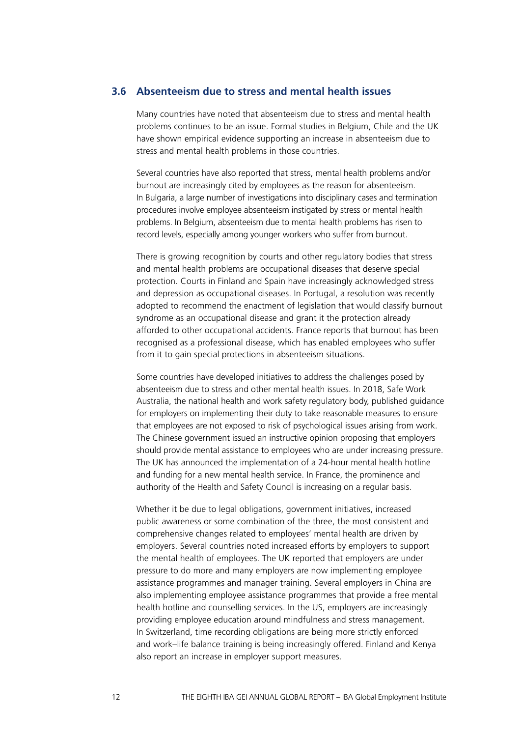### 3.6 Absenteeism due to stress and mental health issues

Many countries have noted that absenteeism due to stress and mental health problems continues to be an issue. Formal studies in Belgium, Chile and the UK have shown empirical evidence supporting an increase in absenteeism due to stress and mental health problems in those countries.

Several countries have also reported that stress, mental health problems and/or burnout are increasingly cited by employees as the reason for absenteeism. In Bulgaria, a large number of investigations into disciplinary cases and termination procedures involve employee absenteeism instigated by stress or mental health problems. In Belgium, absenteeism due to mental health problems has risen to record levels, especially among younger workers who suffer from burnout.

There is growing recognition by courts and other regulatory bodies that stress and mental health problems are occupational diseases that deserve special protection. Courts in Finland and Spain have increasingly acknowledged stress and depression as occupational diseases. In Portugal, a resolution was recently adopted to recommend the enactment of legislation that would classify burnout syndrome as an occupational disease and grant it the protection already afforded to other occupational accidents. France reports that burnout has been recognised as a professional disease, which has enabled employees who suffer from it to gain special protections in absenteeism situations.

Some countries have developed initiatives to address the challenges posed by absenteeism due to stress and other mental health issues. In 2018, Safe Work Australia, the national health and work safety regulatory body, published guidance for employers on implementing their duty to take reasonable measures to ensure that employees are not exposed to risk of psychological issues arising from work. The Chinese government issued an instructive opinion proposing that employers should provide mental assistance to employees who are under increasing pressure. The UK has announced the implementation of a 24-hour mental health hotline and funding for a new mental health service. In France, the prominence and authority of the Health and Safety Council is increasing on a regular basis.

Whether it be due to legal obligations, government initiatives, increased public awareness or some combination of the three, the most consistent and comprehensive changes related to employees' mental health are driven by employers. Several countries noted increased efforts by employers to support the mental health of employees. The UK reported that employers are under pressure to do more and many employers are now implementing employee assistance programmes and manager training. Several employers in China are also implementing employee assistance programmes that provide a free mental health hotline and counselling services. In the US, employers are increasingly providing employee education around mindfulness and stress management. In Switzerland, time recording obligations are being more strictly enforced and work–life balance training is being increasingly offered. Finland and Kenya also report an increase in employer support measures.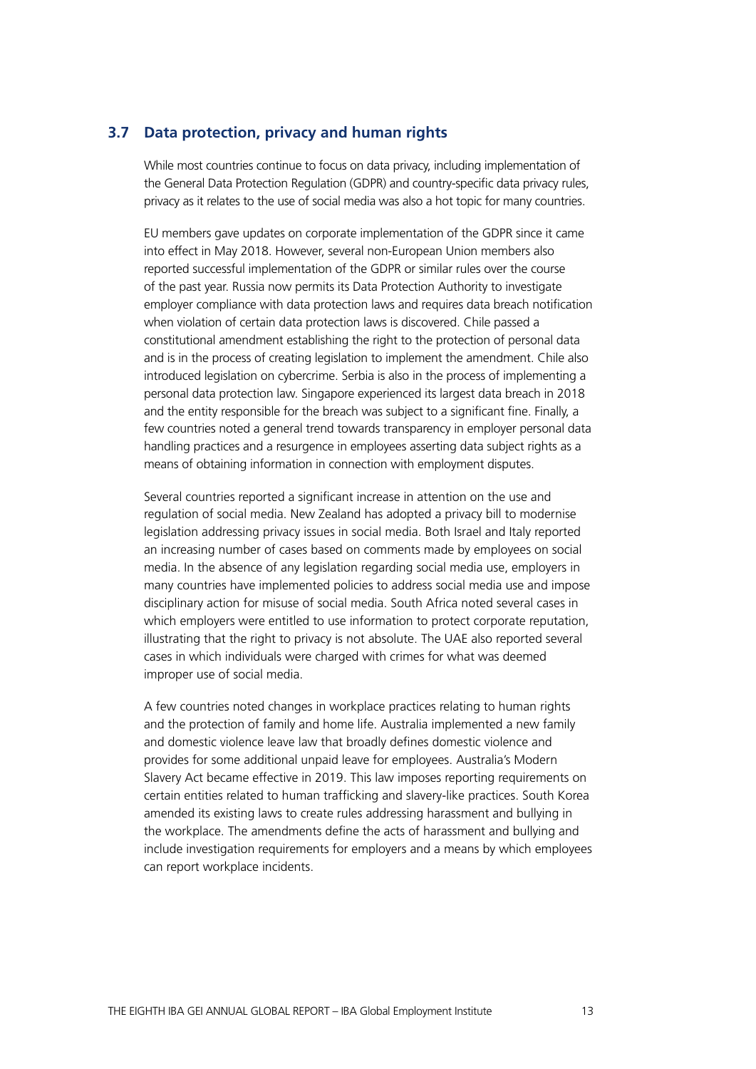## 3.7 Data protection, privacy and human rights

While most countries continue to focus on data privacy, including implementation of the General Data Protection Regulation (GDPR) and country-specific data privacy rules, privacy as it relates to the use of social media was also a hot topic for many countries.

EU members gave updates on corporate implementation of the GDPR since it came into effect in May 2018. However, several non-European Union members also reported successful implementation of the GDPR or similar rules over the course of the past year. Russia now permits its Data Protection Authority to investigate employer compliance with data protection laws and requires data breach notification when violation of certain data protection laws is discovered. Chile passed a constitutional amendment establishing the right to the protection of personal data and is in the process of creating legislation to implement the amendment. Chile also introduced legislation on cybercrime. Serbia is also in the process of implementing a personal data protection law. Singapore experienced its largest data breach in 2018 and the entity responsible for the breach was subject to a significant fine. Finally, a few countries noted a general trend towards transparency in employer personal data handling practices and a resurgence in employees asserting data subject rights as a means of obtaining information in connection with employment disputes.

Several countries reported a significant increase in attention on the use and regulation of social media. New Zealand has adopted a privacy bill to modernise legislation addressing privacy issues in social media. Both Israel and Italy reported an increasing number of cases based on comments made by employees on social media. In the absence of any legislation regarding social media use, employers in many countries have implemented policies to address social media use and impose disciplinary action for misuse of social media. South Africa noted several cases in which employers were entitled to use information to protect corporate reputation, illustrating that the right to privacy is not absolute. The UAE also reported several cases in which individuals were charged with crimes for what was deemed improper use of social media.

A few countries noted changes in workplace practices relating to human rights and the protection of family and home life. Australia implemented a new family and domestic violence leave law that broadly defines domestic violence and provides for some additional unpaid leave for employees. Australia's Modern Slavery Act became effective in 2019. This law imposes reporting requirements on certain entities related to human trafficking and slavery-like practices. South Korea amended its existing laws to create rules addressing harassment and bullying in the workplace. The amendments define the acts of harassment and bullying and include investigation requirements for employers and a means by which employees can report workplace incidents.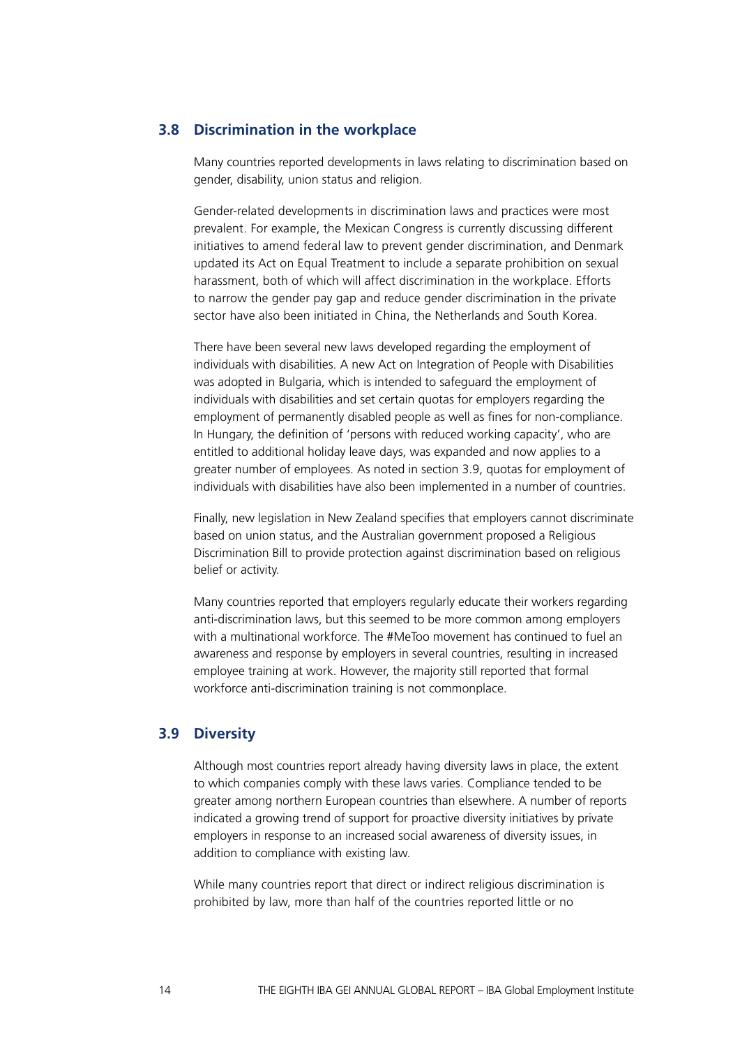## 3.8 Discrimination in the workplace

Many countries reported developments in laws relating to discrimination based on gender, disability, union status and religion.

Gender-related developments in discrimination laws and practices were most prevalent. For example, the Mexican Congress is currently discussing different initiatives to amend federal law to prevent gender discrimination, and Denmark updated its Act on Equal Treatment to include a separate prohibition on sexual harassment, both of which will affect discrimination in the workplace. Efforts to narrow the gender pay gap and reduce gender discrimination in the private sector have also been initiated in China, the Netherlands and South Korea.

There have been several new laws developed regarding the employment of individuals with disabilities. A new Act on Integration of People with Disabilities was adopted in Bulgaria, which is intended to safeguard the employment of individuals with disabilities and set certain quotas for employers regarding the employment of permanently disabled people as well as fines for non-compliance. In Hungary, the definition of 'persons with reduced working capacity', who are entitled to additional holiday leave days, was expanded and now applies to a greater number of employees. As noted in section 3.9, quotas for employment of individuals with disabilities have also been implemented in a number of countries.

Finally, new legislation in New Zealand specifies that employers cannot discriminate based on union status, and the Australian government proposed a Religious Discrimination Bill to provide protection against discrimination based on religious belief or activity.

Many countries reported that employers regularly educate their workers regarding anti-discrimination laws, but this seemed to be more common among employers with a multinational workforce. The #MeToo movement has continued to fuel an awareness and response by employers in several countries, resulting in increased employee training at work. However, the majority still reported that formal workforce anti-discrimination training is not commonplace.

## 3.9 Diversity

Although most countries report already having diversity laws in place, the extent to which companies comply with these laws varies. Compliance tended to be greater among northern European countries than elsewhere. A number of reports indicated a growing trend of support for proactive diversity initiatives by private employers in response to an increased social awareness of diversity issues, in addition to compliance with existing law.

While many countries report that direct or indirect religious discrimination is prohibited by law, more than half of the countries reported little or no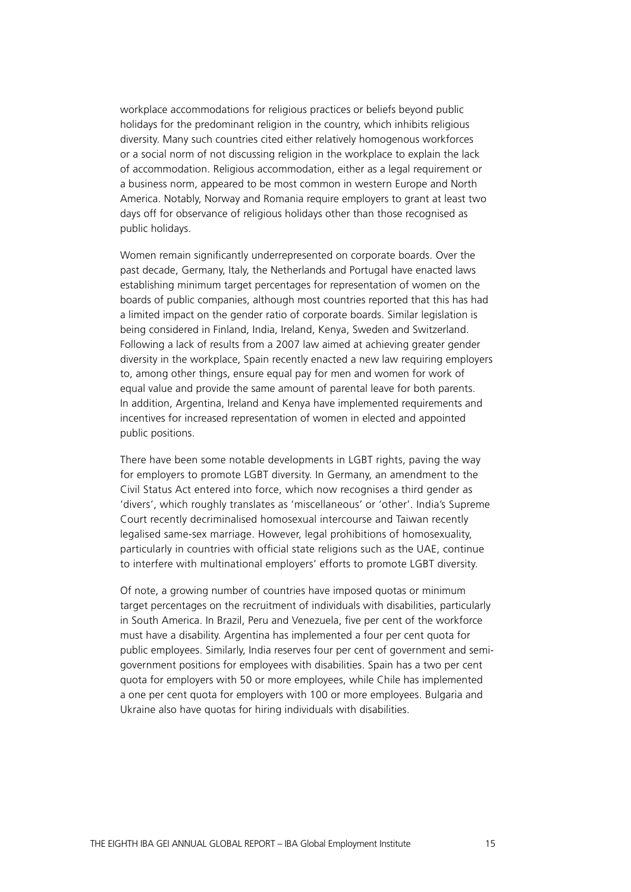workplace accommodations for religious practices or beliefs beyond public holidays for the predominant religion in the country, which inhibits religious diversity. Many such countries cited either relatively homogenous workforces or a social norm of not discussing religion in the workplace to explain the lack of accommodation. Religious accommodation, either as a legal requirement or a business norm, appeared to be most common in western Europe and North America. Notably, Norway and Romania require employers to grant at least two days off for observance of religious holidays other than those recognised as public holidays.

Women remain significantly underrepresented on corporate boards. Over the past decade, Germany, Italy, the Netherlands and Portugal have enacted laws establishing minimum target percentages for representation of women on the boards of public companies, although most countries reported that this has had a limited impact on the gender ratio of corporate boards. Similar legislation is being considered in Finland, India, Ireland, Kenya, Sweden and Switzerland. Following a lack of results from a 2007 law aimed at achieving greater gender diversity in the workplace, Spain recently enacted a new law requiring employers to, among other things, ensure equal pay for men and women for work of equal value and provide the same amount of parental leave for both parents. In addition, Argentina, Ireland and Kenya have implemented requirements and incentives for increased representation of women in elected and appointed public positions.

There have been some notable developments in LGBT rights, paving the way for employers to promote LGBT diversity. In Germany, an amendment to the Civil Status Act entered into force, which now recognises a third gender as 'divers', which roughly translates as 'miscellaneous' or 'other'. India's Supreme Court recently decriminalised homosexual intercourse and Taiwan recently legalised same-sex marriage. However, legal prohibitions of homosexuality, particularly in countries with official state religions such as the UAE, continue to interfere with multinational employers' efforts to promote LGBT diversity.

Of note, a growing number of countries have imposed quotas or minimum target percentages on the recruitment of individuals with disabilities, particularly in South America. In Brazil, Peru and Venezuela, five per cent of the workforce must have a disability. Argentina has implemented a four per cent quota for public employees. Similarly, India reserves four per cent of government and semi-government positions for employees with disabilities. Spain has a two per cent quota for employers with 50 or more employees, while Chile has implemented a one per cent quota for employers with 100 or more employees. Bulgaria and Ukraine also have quotas for hiring individuals with disabilities.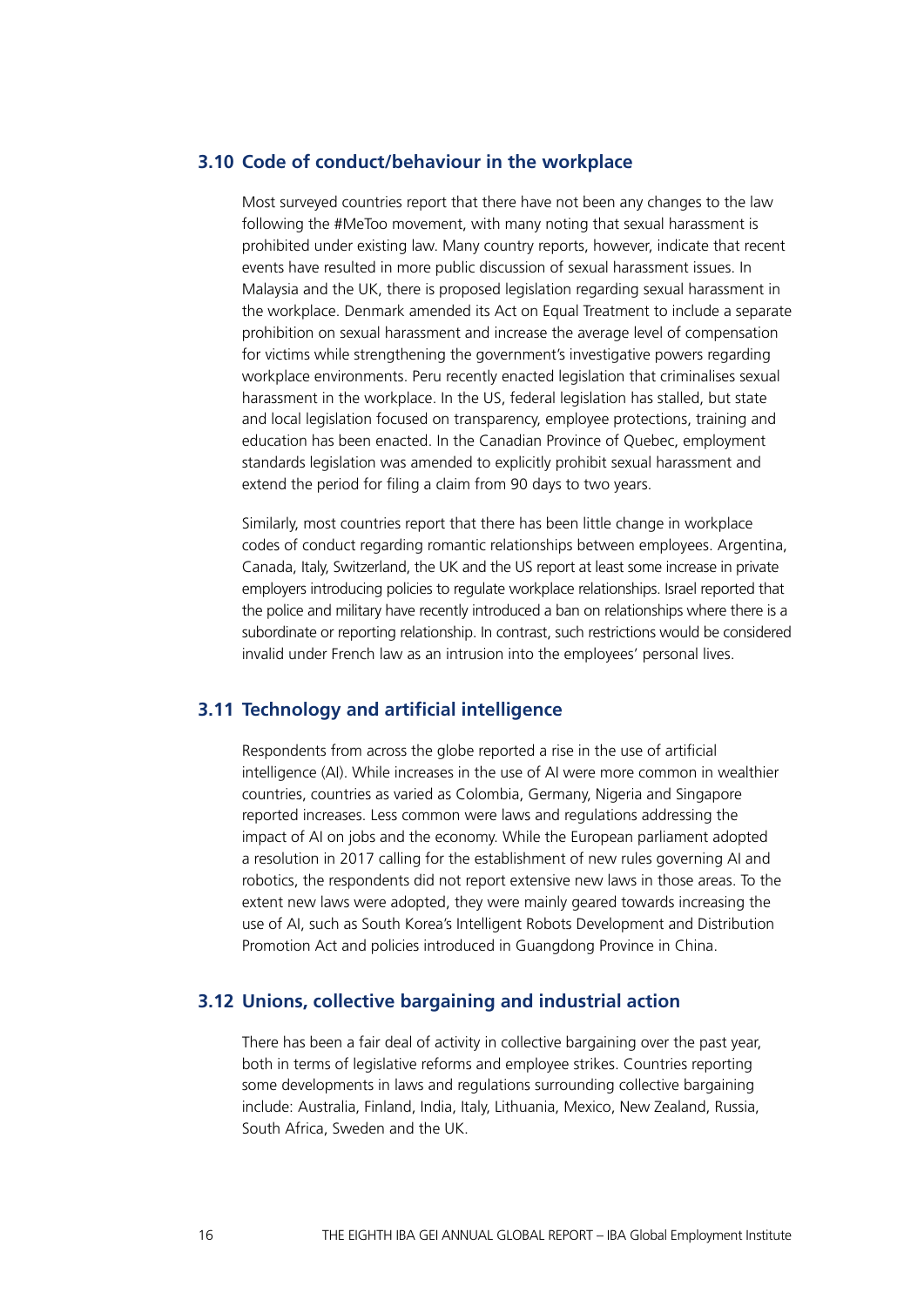## 3.10 Code of conduct/behaviour in the workplace

Most surveyed countries report that there have not been any changes to the law following the #MeToo movement, with many noting that sexual harassment is prohibited under existing law. Many country reports, however, indicate that recent events have resulted in more public discussion of sexual harassment issues. In Malaysia and the UK, there is proposed legislation regarding sexual harassment in the workplace. Denmark amended its Act on Equal Treatment to include a separate prohibition on sexual harassment and increase the average level of compensation for victims while strengthening the government's investigative powers regarding workplace environments. Peru recently enacted legislation that criminalises sexual harassment in the workplace. In the US, federal legislation has stalled, but state and local legislation focused on transparency, employee protections, training and education has been enacted. In the Canadian Province of Quebec, employment standards legislation was amended to explicitly prohibit sexual harassment and extend the period for filing a claim from 90 days to two years.

Similarly, most countries report that there has been little change in workplace codes of conduct regarding romantic relationships between employees. Argentina, Canada, Italy, Switzerland, the UK and the US report at least some increase in private employers introducing policies to regulate workplace relationships. Israel reported that the police and military have recently introduced a ban on relationships where there is a subordinate or reporting relationship. In contrast, such restrictions would be considered invalid under French law as an intrusion into the employees' personal lives.

## 3.11 Technology and artificial intelligence

Respondents from across the globe reported a rise in the use of artificial intelligence (AI). While increases in the use of AI were more common in wealthier countries, countries as varied as Colombia, Germany, Nigeria and Singapore reported increases. Less common were laws and regulations addressing the impact of AI on jobs and the economy. While the European parliament adopted a resolution in 2017 calling for the establishment of new rules governing AI and robotics, the respondents did not report extensive new laws in those areas. To the extent new laws were adopted, they were mainly geared towards increasing the use of AI, such as South Korea's Intelligent Robots Development and Distribution Promotion Act and policies introduced in Guangdong Province in China.

## 3.12 Unions, collective bargaining and industrial action

There has been a fair deal of activity in collective bargaining over the past year, both in terms of legislative reforms and employee strikes. Countries reporting some developments in laws and regulations surrounding collective bargaining include: Australia, Finland, India, Italy, Lithuania, Mexico, New Zealand, Russia, South Africa, Sweden and the UK.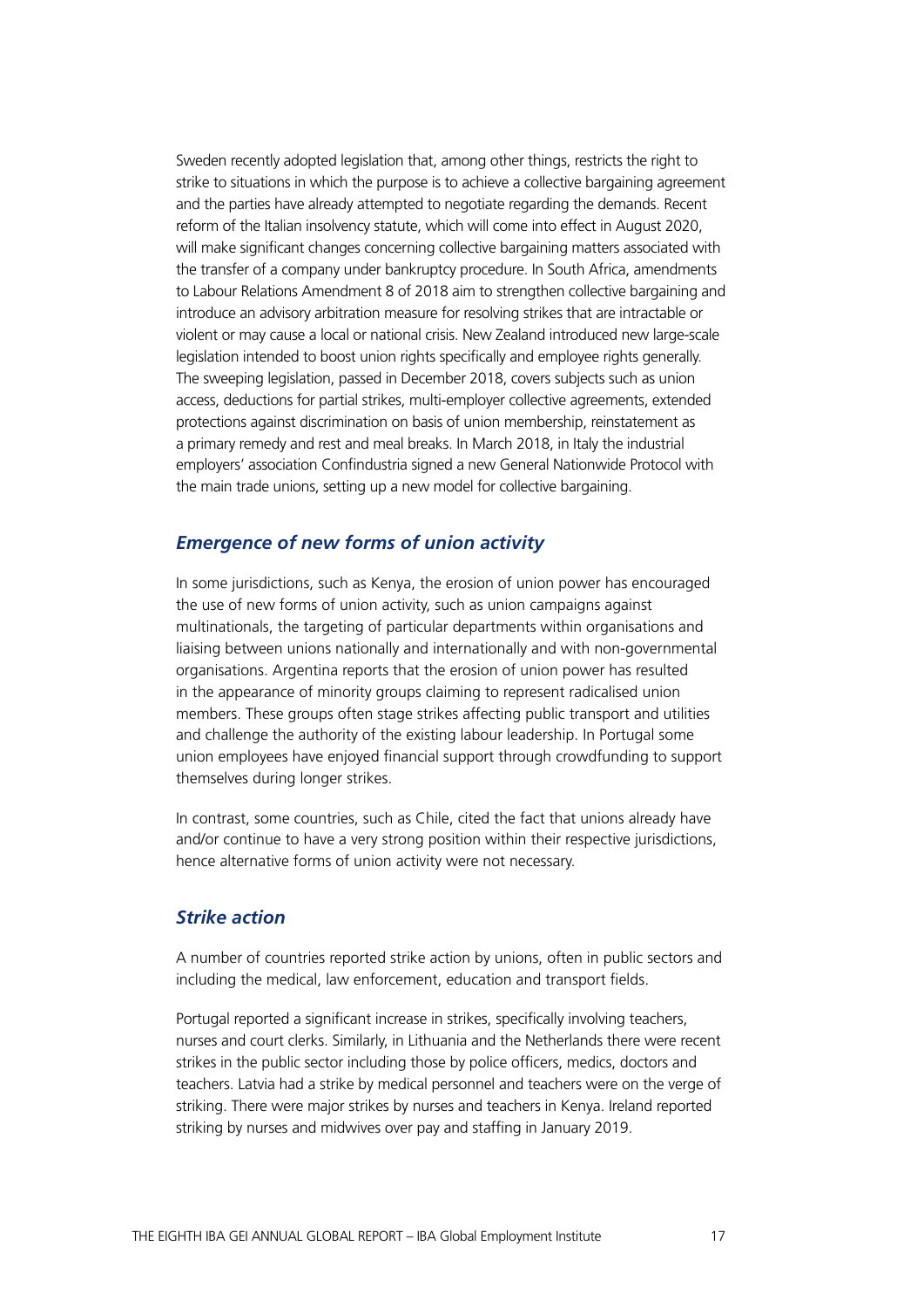Sweden recently adopted legislation that, among other things, restricts the right to strike to situations in which the purpose is to achieve a collective bargaining agreement and the parties have already attempted to negotiate regarding the demands. Recent reform of the Italian insolvency statute, which will come into effect in August 2020, will make significant changes concerning collective bargaining matters associated with the transfer of a company under bankruptcy procedure. In South Africa, amendments to Labour Relations Amendment 8 of 2018 aim to strengthen collective bargaining and introduce an advisory arbitration measure for resolving strikes that are intractable or violent or may cause a local or national crisis. New Zealand introduced new large-scale legislation intended to boost union rights specifically and employee rights generally. The sweeping legislation, passed in December 2018, covers subjects such as union access, deductions for partial strikes, multi-employer collective agreements, extended protections against discrimination on basis of union membership, reinstatement as a primary remedy and rest and meal breaks. In March 2018, in Italy the industrial employers' association Confindustria signed a new General Nationwide Protocol with the main trade unions, setting up a new model for collective bargaining.

### *Emergence of new forms of union activity*

In some jurisdictions, such as Kenya, the erosion of union power has encouraged the use of new forms of union activity, such as union campaigns against multinationals, the targeting of particular departments within organisations and liaising between unions nationally and internationally and with non-governmental organisations. Argentina reports that the erosion of union power has resulted in the appearance of minority groups claiming to represent radicalised union members. These groups often stage strikes affecting public transport and utilities and challenge the authority of the existing labour leadership. In Portugal some union employees have enjoyed financial support through crowdfunding to support themselves during longer strikes.

In contrast, some countries, such as Chile, cited the fact that unions already have and/or continue to have a very strong position within their respective jurisdictions, hence alternative forms of union activity were not necessary.

### *Strike action*

A number of countries reported strike action by unions, often in public sectors and including the medical, law enforcement, education and transport fields.

Portugal reported a significant increase in strikes, specifically involving teachers, nurses and court clerks. Similarly, in Lithuania and the Netherlands there were recent strikes in the public sector including those by police officers, medics, doctors and teachers. Latvia had a strike by medical personnel and teachers were on the verge of striking. There were major strikes by nurses and teachers in Kenya. Ireland reported striking by nurses and midwives over pay and staffing in January 2019.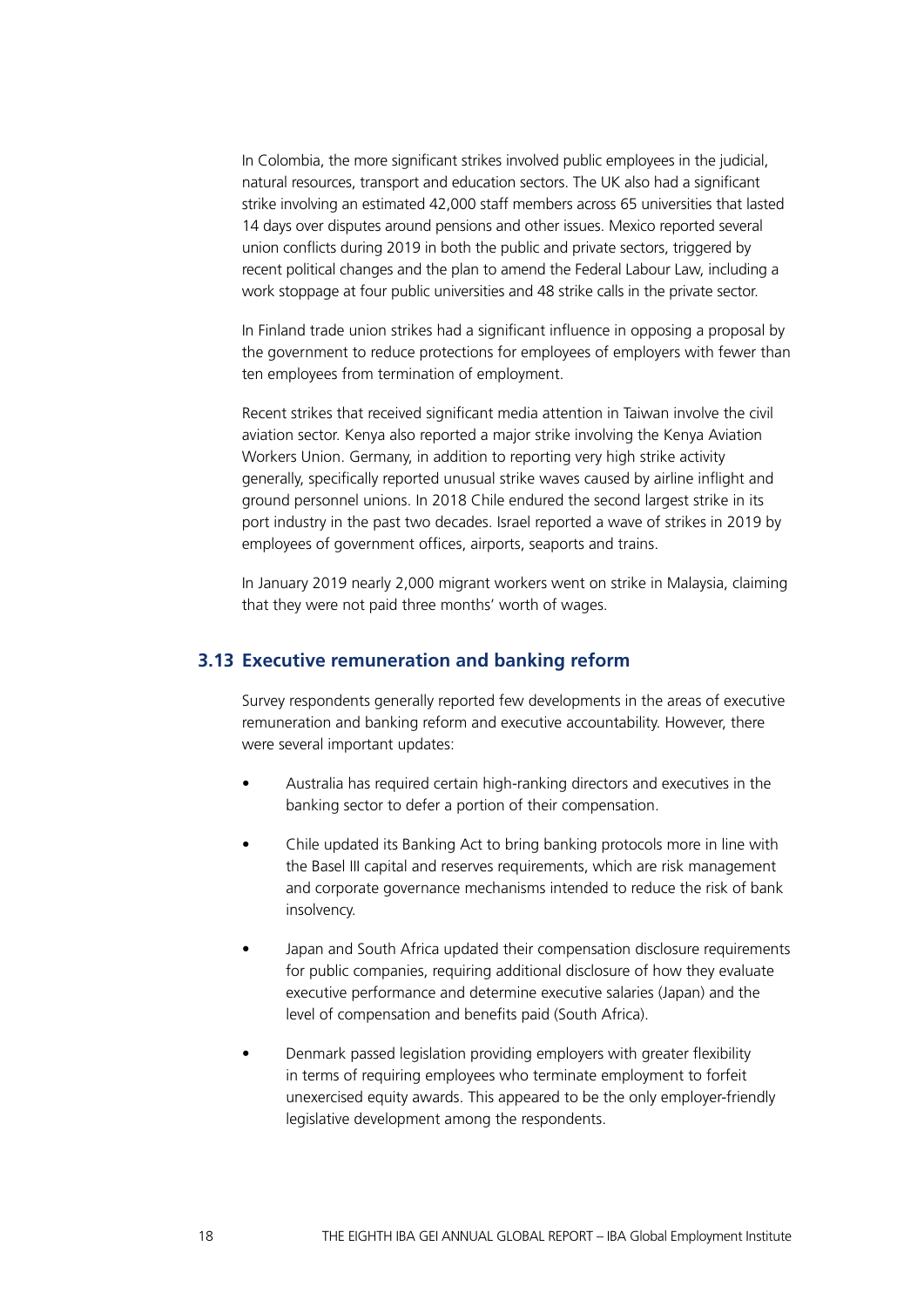In Colombia, the more significant strikes involved public employees in the judicial, natural resources, transport and education sectors. The UK also had a significant strike involving an estimated 42,000 staff members across 65 universities that lasted 14 days over disputes around pensions and other issues. Mexico reported several union conflicts during 2019 in both the public and private sectors, triggered by recent political changes and the plan to amend the Federal Labour Law, including a work stoppage at four public universities and 48 strike calls in the private sector.

In Finland trade union strikes had a significant influence in opposing a proposal by the government to reduce protections for employees of employers with fewer than ten employees from termination of employment.

Recent strikes that received significant media attention in Taiwan involve the civil aviation sector. Kenya also reported a major strike involving the Kenya Aviation Workers Union. Germany, in addition to reporting very high strike activity generally, specifically reported unusual strike waves caused by airline inflight and ground personnel unions. In 2018 Chile endured the second largest strike in its port industry in the past two decades. Israel reported a wave of strikes in 2019 by employees of government offices, airports, seaports and trains.

In January 2019 nearly 2,000 migrant workers went on strike in Malaysia, claiming that they were not paid three months' worth of wages.

## 3.13 Executive remuneration and banking reform

Survey respondents generally reported few developments in the areas of executive remuneration and banking reform and executive accountability. However, there were several important updates:

- Australia has required certain high-ranking directors and executives in the banking sector to defer a portion of their compensation.
- Chile updated its Banking Act to bring banking protocols more in line with the Basel III capital and reserves requirements, which are risk management and corporate governance mechanisms intended to reduce the risk of bank insolvency.
- Japan and South Africa updated their compensation disclosure requirements for public companies, requiring additional disclosure of how they evaluate executive performance and determine executive salaries (Japan) and the level of compensation and benefits paid (South Africa).
- Denmark passed legislation providing employers with greater flexibility in terms of requiring employees who terminate employment to forfeit unexercised equity awards. This appeared to be the only employer-friendly legislative development among the respondents.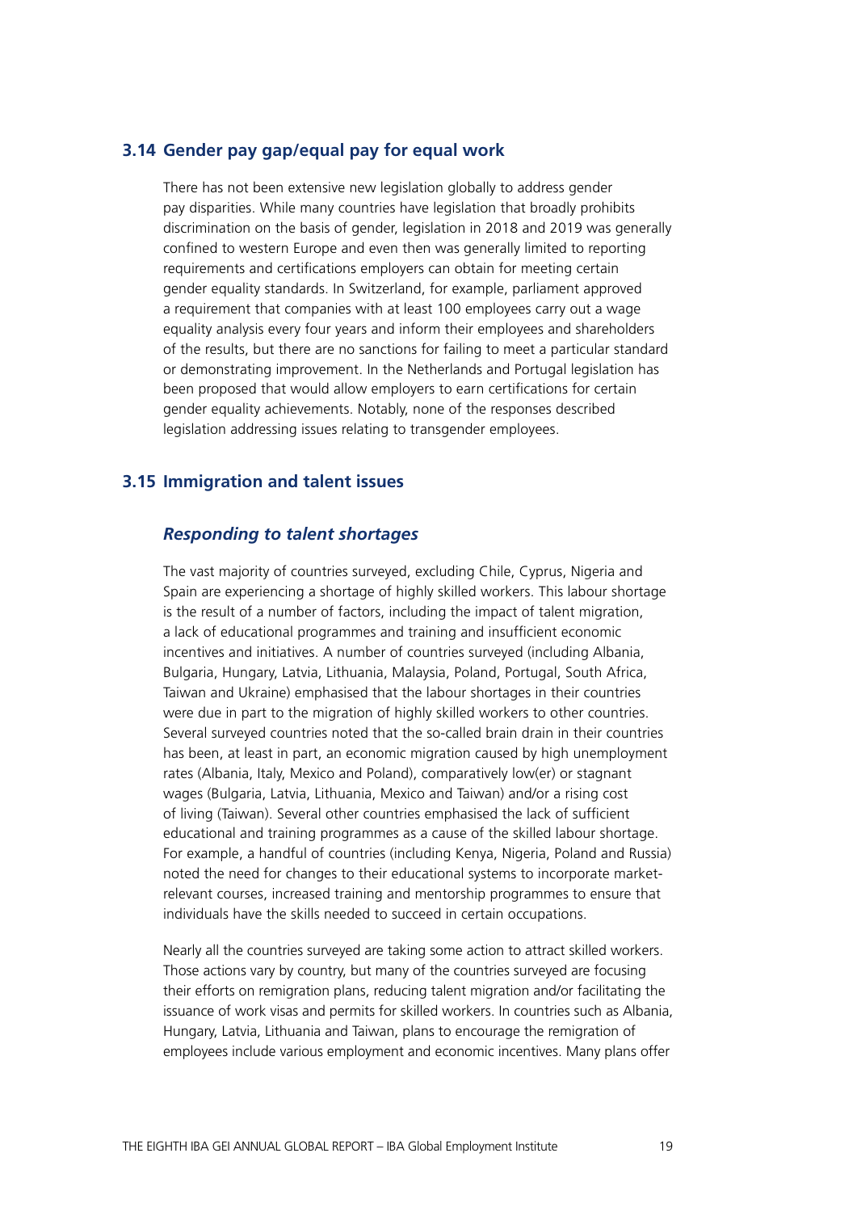## 3.14 Gender pay gap/equal pay for equal work

There has not been extensive new legislation globally to address gender pay disparities. While many countries have legislation that broadly prohibits discrimination on the basis of gender, legislation in 2018 and 2019 was generally confined to western Europe and even then was generally limited to reporting requirements and certifications employers can obtain for meeting certain gender equality standards. In Switzerland, for example, parliament approved a requirement that companies with at least 100 employees carry out a wage equality analysis every four years and inform their employees and shareholders of the results, but there are no sanctions for failing to meet a particular standard or demonstrating improvement. In the Netherlands and Portugal legislation has been proposed that would allow employers to earn certifications for certain gender equality achievements. Notably, none of the responses described legislation addressing issues relating to transgender employees.

## 3.15 Immigration and talent issues

### *Responding to talent shortages*

The vast majority of countries surveyed, excluding Chile, Cyprus, Nigeria and Spain are experiencing a shortage of highly skilled workers. This labour shortage is the result of a number of factors, including the impact of talent migration, a lack of educational programmes and training and insufficient economic incentives and initiatives. A number of countries surveyed (including Albania, Bulgaria, Hungary, Latvia, Lithuania, Malaysia, Poland, Portugal, South Africa, Taiwan and Ukraine) emphasised that the labour shortages in their countries were due in part to the migration of highly skilled workers to other countries. Several surveyed countries noted that the so-called brain drain in their countries has been, at least in part, an economic migration caused by high unemployment rates (Albania, Italy, Mexico and Poland), comparatively low(er) or stagnant wages (Bulgaria, Latvia, Lithuania, Mexico and Taiwan) and/or a rising cost of living (Taiwan). Several other countries emphasised the lack of sufficient educational and training programmes as a cause of the skilled labour shortage. For example, a handful of countries (including Kenya, Nigeria, Poland and Russia) noted the need for changes to their educational systems to incorporate market-relevant courses, increased training and mentorship programmes to ensure that individuals have the skills needed to succeed in certain occupations.

Nearly all the countries surveyed are taking some action to attract skilled workers. Those actions vary by country, but many of the countries surveyed are focusing their efforts on remigration plans, reducing talent migration and/or facilitating the issuance of work visas and permits for skilled workers. In countries such as Albania, Hungary, Latvia, Lithuania and Taiwan, plans to encourage the remigration of employees include various employment and economic incentives. Many plans offer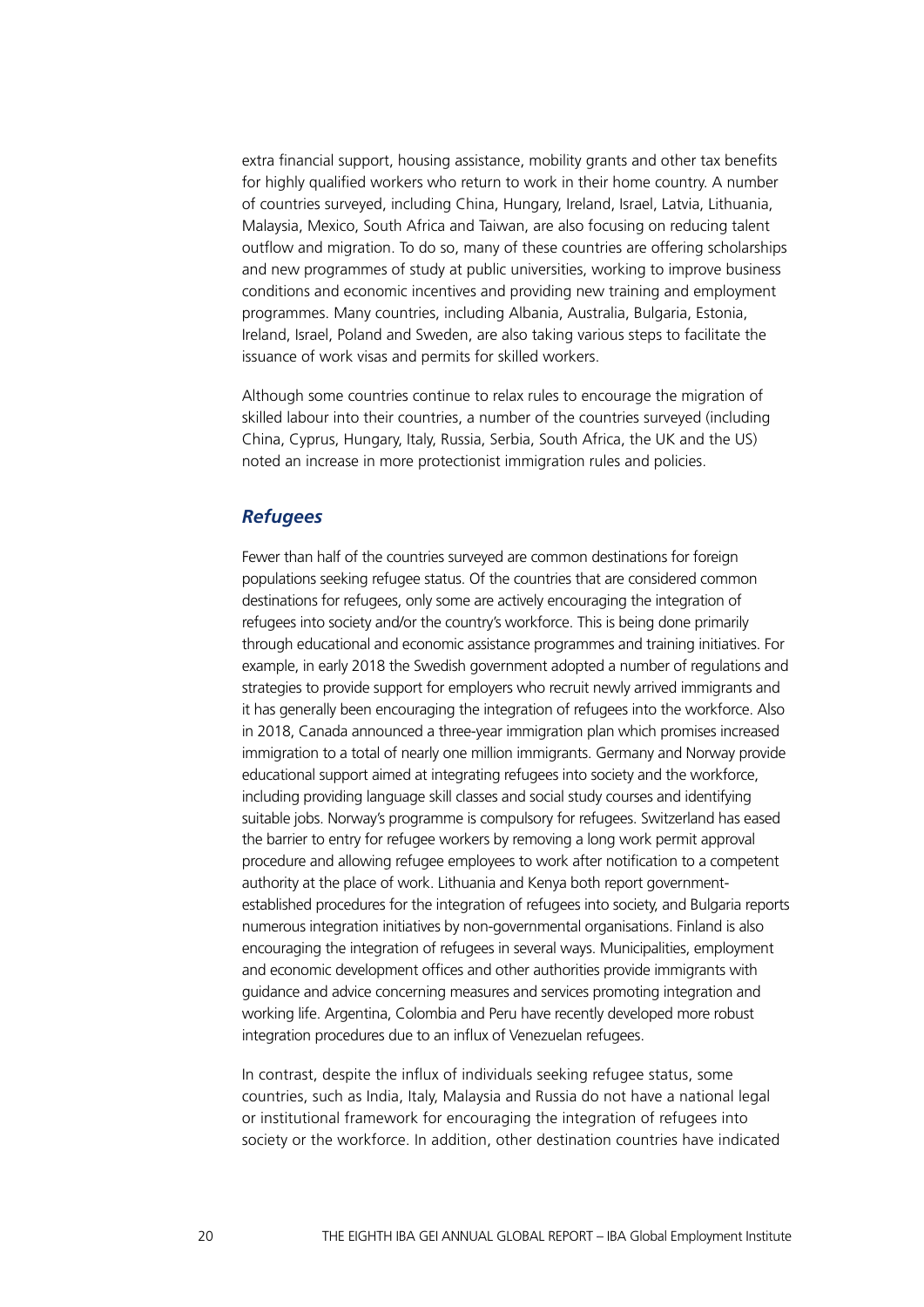extra financial support, housing assistance, mobility grants and other tax benefits for highly qualified workers who return to work in their home country. A number of countries surveyed, including China, Hungary, Ireland, Israel, Latvia, Lithuania, Malaysia, Mexico, South Africa and Taiwan, are also focusing on reducing talent outflow and migration. To do so, many of these countries are offering scholarships and new programmes of study at public universities, working to improve business conditions and economic incentives and providing new training and employment programmes. Many countries, including Albania, Australia, Bulgaria, Estonia, Ireland, Israel, Poland and Sweden, are also taking various steps to facilitate the issuance of work visas and permits for skilled workers.

Although some countries continue to relax rules to encourage the migration of skilled labour into their countries, a number of the countries surveyed (including China, Cyprus, Hungary, Italy, Russia, Serbia, South Africa, the UK and the US) noted an increase in more protectionist immigration rules and policies.

### *Refugees*

Fewer than half of the countries surveyed are common destinations for foreign populations seeking refugee status. Of the countries that are considered common destinations for refugees, only some are actively encouraging the integration of refugees into society and/or the country's workforce. This is being done primarily through educational and economic assistance programmes and training initiatives. For example, in early 2018 the Swedish government adopted a number of regulations and strategies to provide support for employers who recruit newly arrived immigrants and it has generally been encouraging the integration of refugees into the workforce. Also in 2018, Canada announced a three-year immigration plan which promises increased immigration to a total of nearly one million immigrants. Germany and Norway provide educational support aimed at integrating refugees into society and the workforce, including providing language skill classes and social study courses and identifying suitable jobs. Norway's programme is compulsory for refugees. Switzerland has eased the barrier to entry for refugee workers by removing a long work permit approval procedure and allowing refugee employees to work after notification to a competent authority at the place of work. Lithuania and Kenya both report government-established procedures for the integration of refugees into society, and Bulgaria reports numerous integration initiatives by non-governmental organisations. Finland is also encouraging the integration of refugees in several ways. Municipalities, employment and economic development offices and other authorities provide immigrants with guidance and advice concerning measures and services promoting integration and working life. Argentina, Colombia and Peru have recently developed more robust integration procedures due to an influx of Venezuelan refugees.

In contrast, despite the influx of individuals seeking refugee status, some countries, such as India, Italy, Malaysia and Russia do not have a national legal or institutional framework for encouraging the integration of refugees into society or the workforce. In addition, other destination countries have indicated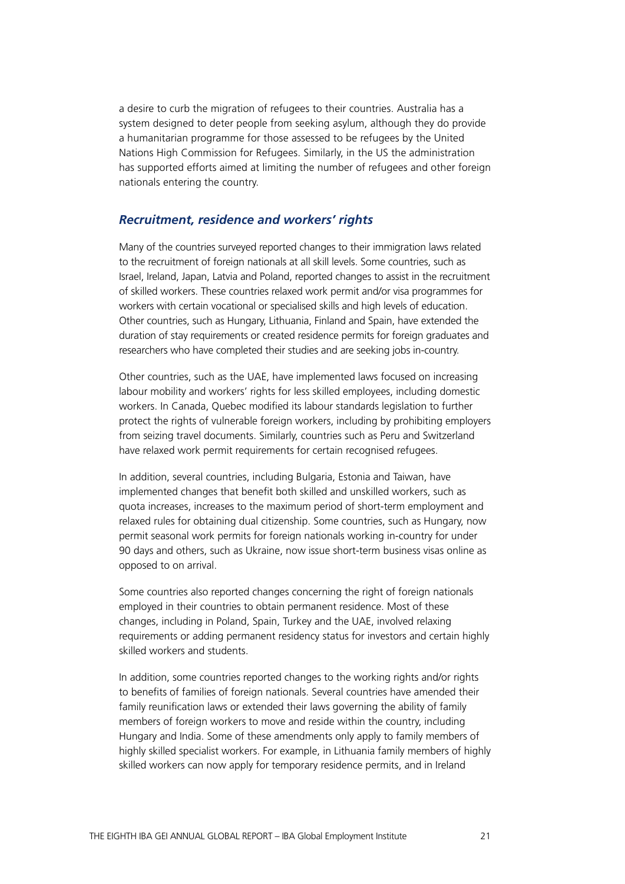a desire to curb the migration of refugees to their countries. Australia has a system designed to deter people from seeking asylum, although they do provide a humanitarian programme for those assessed to be refugees by the United Nations High Commission for Refugees. Similarly, in the US the administration has supported efforts aimed at limiting the number of refugees and other foreign nationals entering the country.

### *Recruitment, residence and workers' rights*

Many of the countries surveyed reported changes to their immigration laws related to the recruitment of foreign nationals at all skill levels. Some countries, such as Israel, Ireland, Japan, Latvia and Poland, reported changes to assist in the recruitment of skilled workers. These countries relaxed work permit and/or visa programmes for workers with certain vocational or specialised skills and high levels of education. Other countries, such as Hungary, Lithuania, Finland and Spain, have extended the duration of stay requirements or created residence permits for foreign graduates and researchers who have completed their studies and are seeking jobs in-country.

Other countries, such as the UAE, have implemented laws focused on increasing labour mobility and workers' rights for less skilled employees, including domestic workers. In Canada, Quebec modified its labour standards legislation to further protect the rights of vulnerable foreign workers, including by prohibiting employers from seizing travel documents. Similarly, countries such as Peru and Switzerland have relaxed work permit requirements for certain recognised refugees.

In addition, several countries, including Bulgaria, Estonia and Taiwan, have implemented changes that benefit both skilled and unskilled workers, such as quota increases, increases to the maximum period of short-term employment and relaxed rules for obtaining dual citizenship. Some countries, such as Hungary, now permit seasonal work permits for foreign nationals working in-country for under 90 days and others, such as Ukraine, now issue short-term business visas online as opposed to on arrival.

Some countries also reported changes concerning the right of foreign nationals employed in their countries to obtain permanent residence. Most of these changes, including in Poland, Spain, Turkey and the UAE, involved relaxing requirements or adding permanent residency status for investors and certain highly skilled workers and students.

In addition, some countries reported changes to the working rights and/or rights to benefits of families of foreign nationals. Several countries have amended their family reunification laws or extended their laws governing the ability of family members of foreign workers to move and reside within the country, including Hungary and India. Some of these amendments only apply to family members of highly skilled specialist workers. For example, in Lithuania family members of highly skilled workers can now apply for temporary residence permits, and in Ireland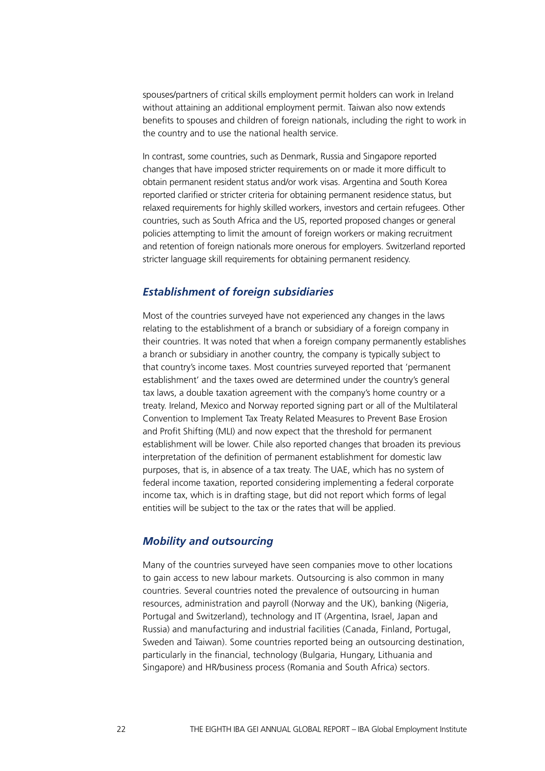spouses/partners of critical skills employment permit holders can work in Ireland without attaining an additional employment permit. Taiwan also now extends benefits to spouses and children of foreign nationals, including the right to work in the country and to use the national health service.

In contrast, some countries, such as Denmark, Russia and Singapore reported changes that have imposed stricter requirements on or made it more difficult to obtain permanent resident status and/or work visas. Argentina and South Korea reported clarified or stricter criteria for obtaining permanent residence status, but relaxed requirements for highly skilled workers, investors and certain refugees. Other countries, such as South Africa and the US, reported proposed changes or general policies attempting to limit the amount of foreign workers or making recruitment and retention of foreign nationals more onerous for employers. Switzerland reported stricter language skill requirements for obtaining permanent residency.

### *Establishment of foreign subsidiaries*

Most of the countries surveyed have not experienced any changes in the laws relating to the establishment of a branch or subsidiary of a foreign company in their countries. It was noted that when a foreign company permanently establishes a branch or subsidiary in another country, the company is typically subject to that country's income taxes. Most countries surveyed reported that 'permanent establishment' and the taxes owed are determined under the country's general tax laws, a double taxation agreement with the company's home country or a treaty. Ireland, Mexico and Norway reported signing part or all of the Multilateral Convention to Implement Tax Treaty Related Measures to Prevent Base Erosion and Profit Shifting (MLI) and now expect that the threshold for permanent establishment will be lower. Chile also reported changes that broaden its previous interpretation of the definition of permanent establishment for domestic law purposes, that is, in absence of a tax treaty. The UAE, which has no system of federal income taxation, reported considering implementing a federal corporate income tax, which is in drafting stage, but did not report which forms of legal entities will be subject to the tax or the rates that will be applied.

### *Mobility and outsourcing*

Many of the countries surveyed have seen companies move to other locations to gain access to new labour markets. Outsourcing is also common in many countries. Several countries noted the prevalence of outsourcing in human resources, administration and payroll (Norway and the UK), banking (Nigeria, Portugal and Switzerland), technology and IT (Argentina, Israel, Japan and Russia) and manufacturing and industrial facilities (Canada, Finland, Portugal, Sweden and Taiwan). Some countries reported being an outsourcing destination, particularly in the financial, technology (Bulgaria, Hungary, Lithuania and Singapore) and HR/business process (Romania and South Africa) sectors.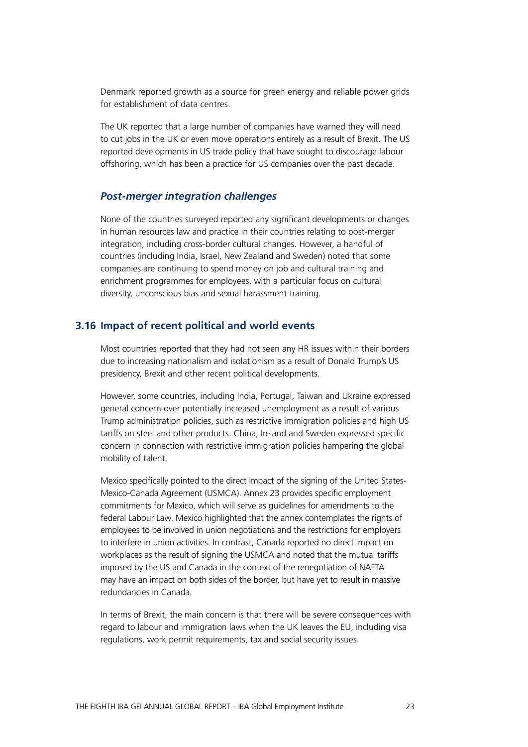Denmark reported growth as a source for green energy and reliable power grids for establishment of data centres.

The UK reported that a large number of companies have warned they will need to cut jobs in the UK or even move operations entirely as a result of Brexit. The US reported developments in US trade policy that have sought to discourage labour offshoring, which has been a practice for US companies over the past decade.

### *Post-merger integration challenges*

None of the countries surveyed reported any significant developments or changes in human resources law and practice in their countries relating to post-merger integration, including cross-border cultural changes. However, a handful of countries (including India, Israel, New Zealand and Sweden) noted that some companies are continuing to spend money on job and cultural training and enrichment programmes for employees, with a particular focus on cultural diversity, unconscious bias and sexual harassment training.

## 3.16 Impact of recent political and world events

Most countries reported that they had not seen any HR issues within their borders due to increasing nationalism and isolationism as a result of Donald Trump's US presidency, Brexit and other recent political developments.

However, some countries, including India, Portugal, Taiwan and Ukraine expressed general concern over potentially increased unemployment as a result of various Trump administration policies, such as restrictive immigration policies and high US tariffs on steel and other products. China, Ireland and Sweden expressed specific concern in connection with restrictive immigration policies hampering the global mobility of talent.

Mexico specifically pointed to the direct impact of the signing of the United States-Mexico-Canada Agreement (USMCA). Annex 23 provides specific employment commitments for Mexico, which will serve as guidelines for amendments to the federal Labour Law. Mexico highlighted that the annex contemplates the rights of employees to be involved in union negotiations and the restrictions for employers to interfere in union activities. In contrast, Canada reported no direct impact on workplaces as the result of signing the USMCA and noted that the mutual tariffs imposed by the US and Canada in the context of the renegotiation of NAFTA may have an impact on both sides of the border, but have yet to result in massive redundancies in Canada.

In terms of Brexit, the main concern is that there will be severe consequences with regard to labour and immigration laws when the UK leaves the EU, including visa regulations, work permit requirements, tax and social security issues.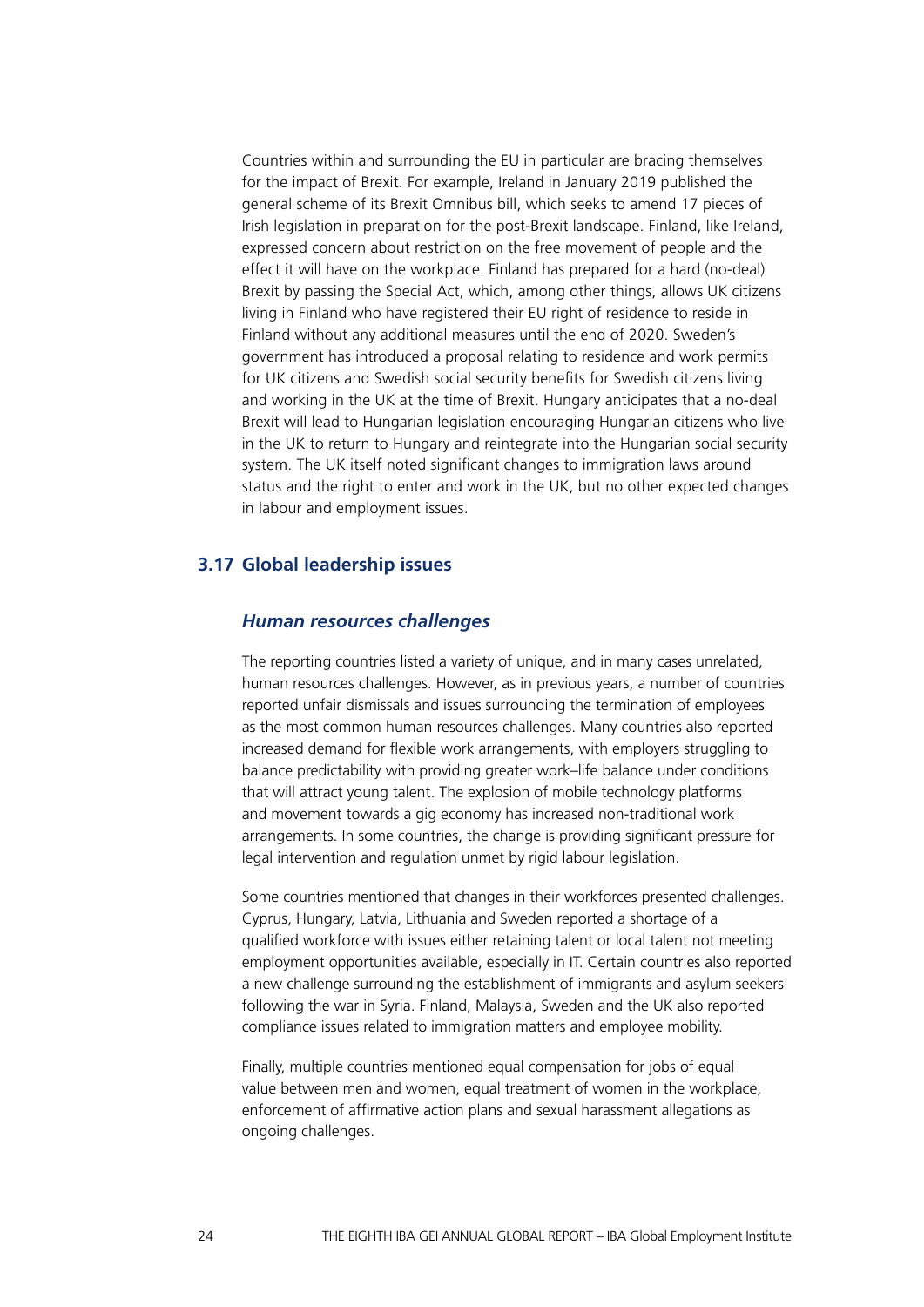Countries within and surrounding the EU in particular are bracing themselves for the impact of Brexit. For example, Ireland in January 2019 published the general scheme of its Brexit Omnibus bill, which seeks to amend 17 pieces of Irish legislation in preparation for the post-Brexit landscape. Finland, like Ireland, expressed concern about restriction on the free movement of people and the effect it will have on the workplace. Finland has prepared for a hard (no-deal) Brexit by passing the Special Act, which, among other things, allows UK citizens living in Finland who have registered their EU right of residence to reside in Finland without any additional measures until the end of 2020. Sweden's government has introduced a proposal relating to residence and work permits for UK citizens and Swedish social security benefits for Swedish citizens living and working in the UK at the time of Brexit. Hungary anticipates that a no-deal Brexit will lead to Hungarian legislation encouraging Hungarian citizens who live in the UK to return to Hungary and reintegrate into the Hungarian social security system. The UK itself noted significant changes to immigration laws around status and the right to enter and work in the UK, but no other expected changes in labour and employment issues.

## 3.17 Global leadership issues

### *Human resources challenges*

The reporting countries listed a variety of unique, and in many cases unrelated, human resources challenges. However, as in previous years, a number of countries reported unfair dismissals and issues surrounding the termination of employees as the most common human resources challenges. Many countries also reported increased demand for flexible work arrangements, with employers struggling to balance predictability with providing greater work–life balance under conditions that will attract young talent. The explosion of mobile technology platforms and movement towards a gig economy has increased non-traditional work arrangements. In some countries, the change is providing significant pressure for legal intervention and regulation unmet by rigid labour legislation.

Some countries mentioned that changes in their workforces presented challenges. Cyprus, Hungary, Latvia, Lithuania and Sweden reported a shortage of a qualified workforce with issues either retaining talent or local talent not meeting employment opportunities available, especially in IT. Certain countries also reported a new challenge surrounding the establishment of immigrants and asylum seekers following the war in Syria. Finland, Malaysia, Sweden and the UK also reported compliance issues related to immigration matters and employee mobility.

Finally, multiple countries mentioned equal compensation for jobs of equal value between men and women, equal treatment of women in the workplace, enforcement of affirmative action plans and sexual harassment allegations as ongoing challenges.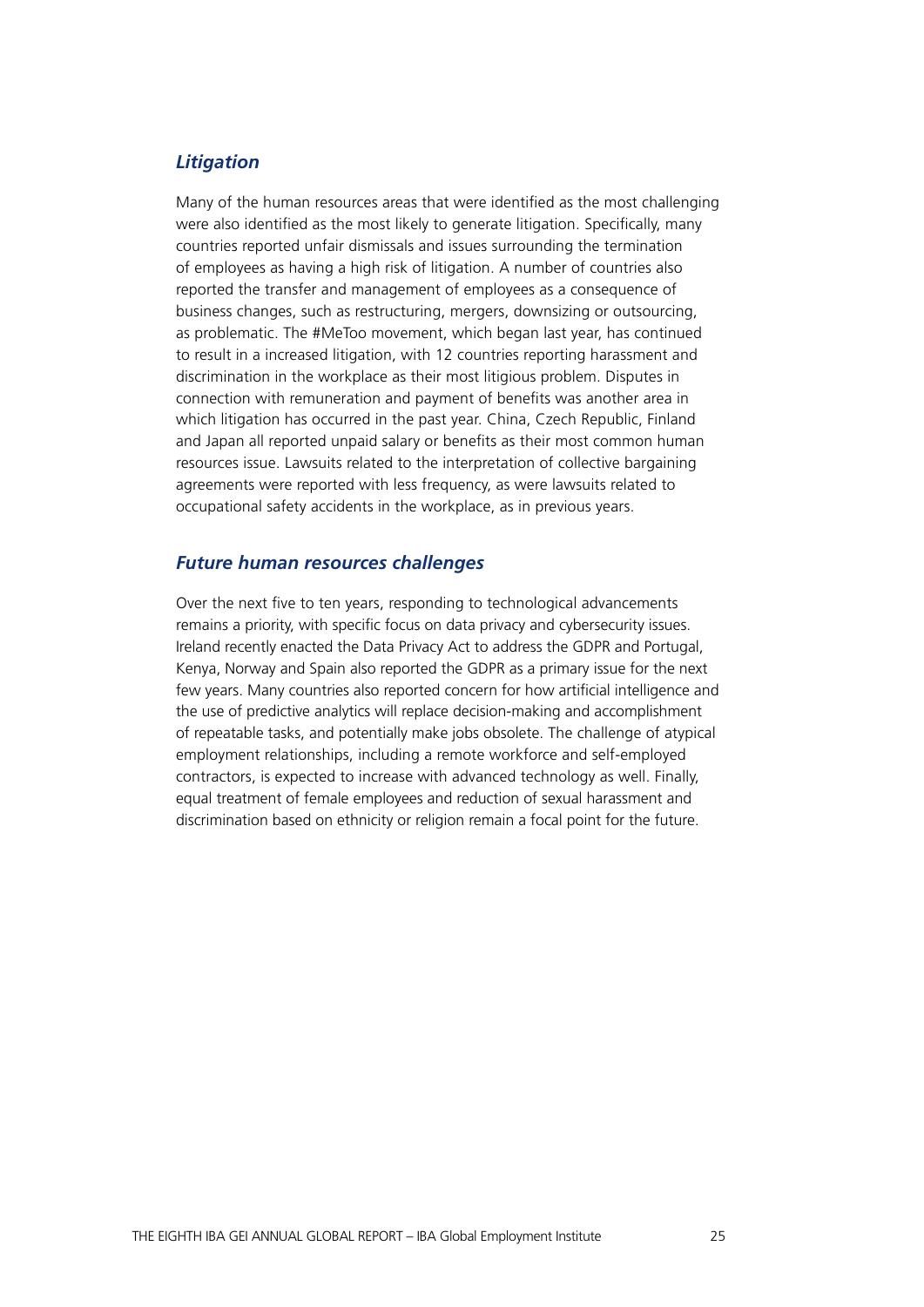### *Litigation*

Many of the human resources areas that were identified as the most challenging were also identified as the most likely to generate litigation. Specifically, many countries reported unfair dismissals and issues surrounding the termination of employees as having a high risk of litigation. A number of countries also reported the transfer and management of employees as a consequence of business changes, such as restructuring, mergers, downsizing or outsourcing, as problematic. The #MeToo movement, which began last year, has continued to result in a increased litigation, with 12 countries reporting harassment and discrimination in the workplace as their most litigious problem. Disputes in connection with remuneration and payment of benefits was another area in which litigation has occurred in the past year. China, Czech Republic, Finland and Japan all reported unpaid salary or benefits as their most common human resources issue. Lawsuits related to the interpretation of collective bargaining agreements were reported with less frequency, as were lawsuits related to occupational safety accidents in the workplace, as in previous years.

### *Future human resources challenges*

Over the next five to ten years, responding to technological advancements remains a priority, with specific focus on data privacy and cybersecurity issues. Ireland recently enacted the Data Privacy Act to address the GDPR and Portugal, Kenya, Norway and Spain also reported the GDPR as a primary issue for the next few years. Many countries also reported concern for how artificial intelligence and the use of predictive analytics will replace decision-making and accomplishment of repeatable tasks, and potentially make jobs obsolete. The challenge of atypical employment relationships, including a remote workforce and self-employed contractors, is expected to increase with advanced technology as well. Finally, equal treatment of female employees and reduction of sexual harassment and discrimination based on ethnicity or religion remain a focal point for the future.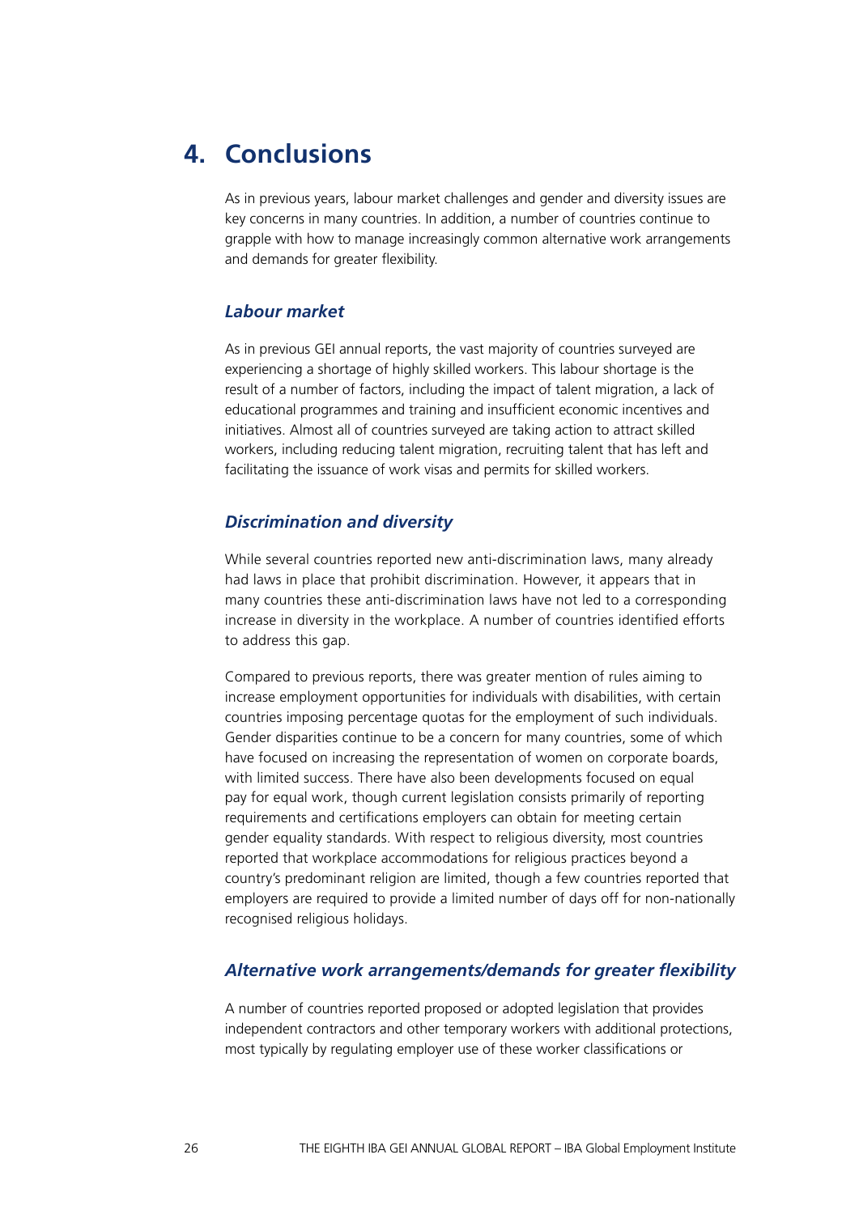# 4. Conclusions

As in previous years, labour market challenges and gender and diversity issues are key concerns in many countries. In addition, a number of countries continue to grapple with how to manage increasingly common alternative work arrangements and demands for greater flexibility.

### *Labour market*

As in previous GEI annual reports, the vast majority of countries surveyed are experiencing a shortage of highly skilled workers. This labour shortage is the result of a number of factors, including the impact of talent migration, a lack of educational programmes and training and insufficient economic incentives and initiatives. Almost all of countries surveyed are taking action to attract skilled workers, including reducing talent migration, recruiting talent that has left and facilitating the issuance of work visas and permits for skilled workers.

### *Discrimination and diversity*

While several countries reported new anti-discrimination laws, many already had laws in place that prohibit discrimination. However, it appears that in many countries these anti-discrimination laws have not led to a corresponding increase in diversity in the workplace. A number of countries identified efforts to address this gap.

Compared to previous reports, there was greater mention of rules aiming to increase employment opportunities for individuals with disabilities, with certain countries imposing percentage quotas for the employment of such individuals. Gender disparities continue to be a concern for many countries, some of which have focused on increasing the representation of women on corporate boards, with limited success. There have also been developments focused on equal pay for equal work, though current legislation consists primarily of reporting requirements and certifications employers can obtain for meeting certain gender equality standards. With respect to religious diversity, most countries reported that workplace accommodations for religious practices beyond a country's predominant religion are limited, though a few countries reported that employers are required to provide a limited number of days off for non-nationally recognised religious holidays.

### *Alternative work arrangements/demands for greater flexibility*

A number of countries reported proposed or adopted legislation that provides independent contractors and other temporary workers with additional protections, most typically by regulating employer use of these worker classifications or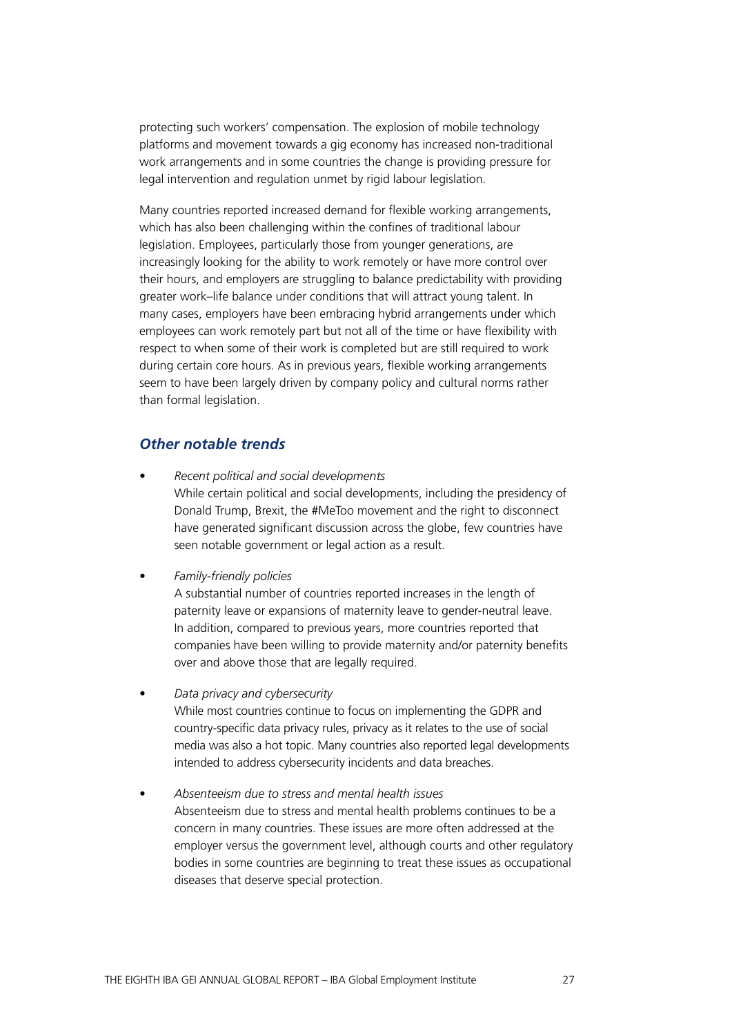protecting such workers' compensation. The explosion of mobile technology platforms and movement towards a gig economy has increased non-traditional work arrangements and in some countries the change is providing pressure for legal intervention and regulation unmet by rigid labour legislation.

Many countries reported increased demand for flexible working arrangements, which has also been challenging within the confines of traditional labour legislation. Employees, particularly those from younger generations, are increasingly looking for the ability to work remotely or have more control over their hours, and employers are struggling to balance predictability with providing greater work–life balance under conditions that will attract young talent. In many cases, employers have been embracing hybrid arrangements under which employees can work remotely part but not all of the time or have flexibility with respect to when some of their work is completed but are still required to work during certain core hours. As in previous years, flexible working arrangements seem to have been largely driven by company policy and cultural norms rather than formal legislation.

## *Other notable trends*

- *Recent political and social developments*
  While certain political and social developments, including the presidency of Donald Trump, Brexit, the #MeToo movement and the right to disconnect have generated significant discussion across the globe, few countries have seen notable government or legal action as a result.

- *Family-friendly policies*
  A substantial number of countries reported increases in the length of paternity leave or expansions of maternity leave to gender-neutral leave. In addition, compared to previous years, more countries reported that companies have been willing to provide maternity and/or paternity benefits over and above those that are legally required.

- *Data privacy and cybersecurity*
  While most countries continue to focus on implementing the GDPR and country-specific data privacy rules, privacy as it relates to the use of social media was also a hot topic. Many countries also reported legal developments intended to address cybersecurity incidents and data breaches.

- *Absenteeism due to stress and mental health issues*
  Absenteeism due to stress and mental health problems continues to be a concern in many countries. These issues are more often addressed at the employer versus the government level, although courts and other regulatory bodies in some countries are beginning to treat these issues as occupational diseases that deserve special protection.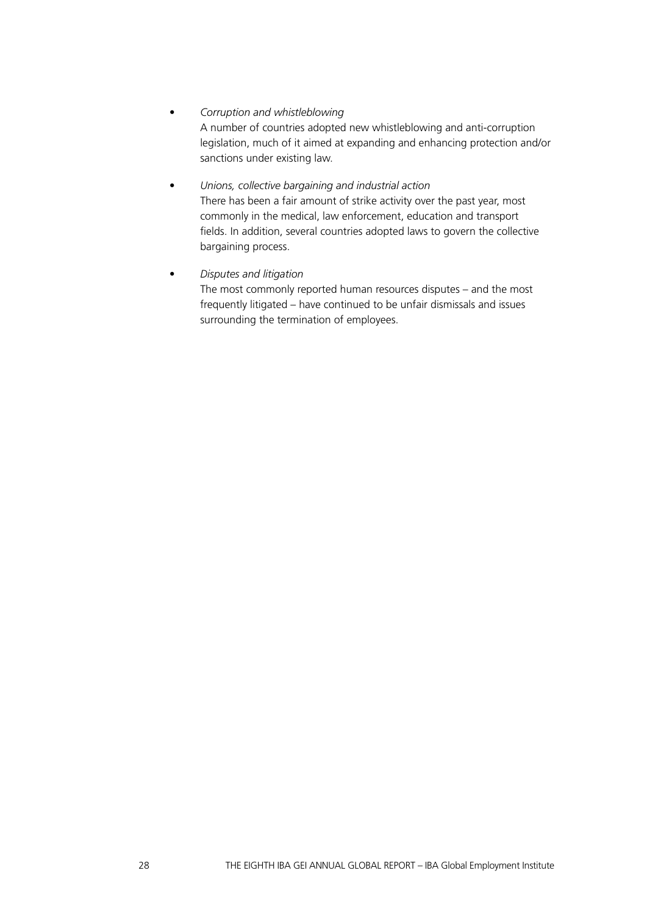- *Corruption and whistleblowing*
  A number of countries adopted new whistleblowing and anti-corruption legislation, much of it aimed at expanding and enhancing protection and/or sanctions under existing law.

- *Unions, collective bargaining and industrial action*
  There has been a fair amount of strike activity over the past year, most commonly in the medical, law enforcement, education and transport fields. In addition, several countries adopted laws to govern the collective bargaining process.

- *Disputes and litigation*
  The most commonly reported human resources disputes – and the most frequently litigated – have continued to be unfair dismissals and issues surrounding the termination of employees.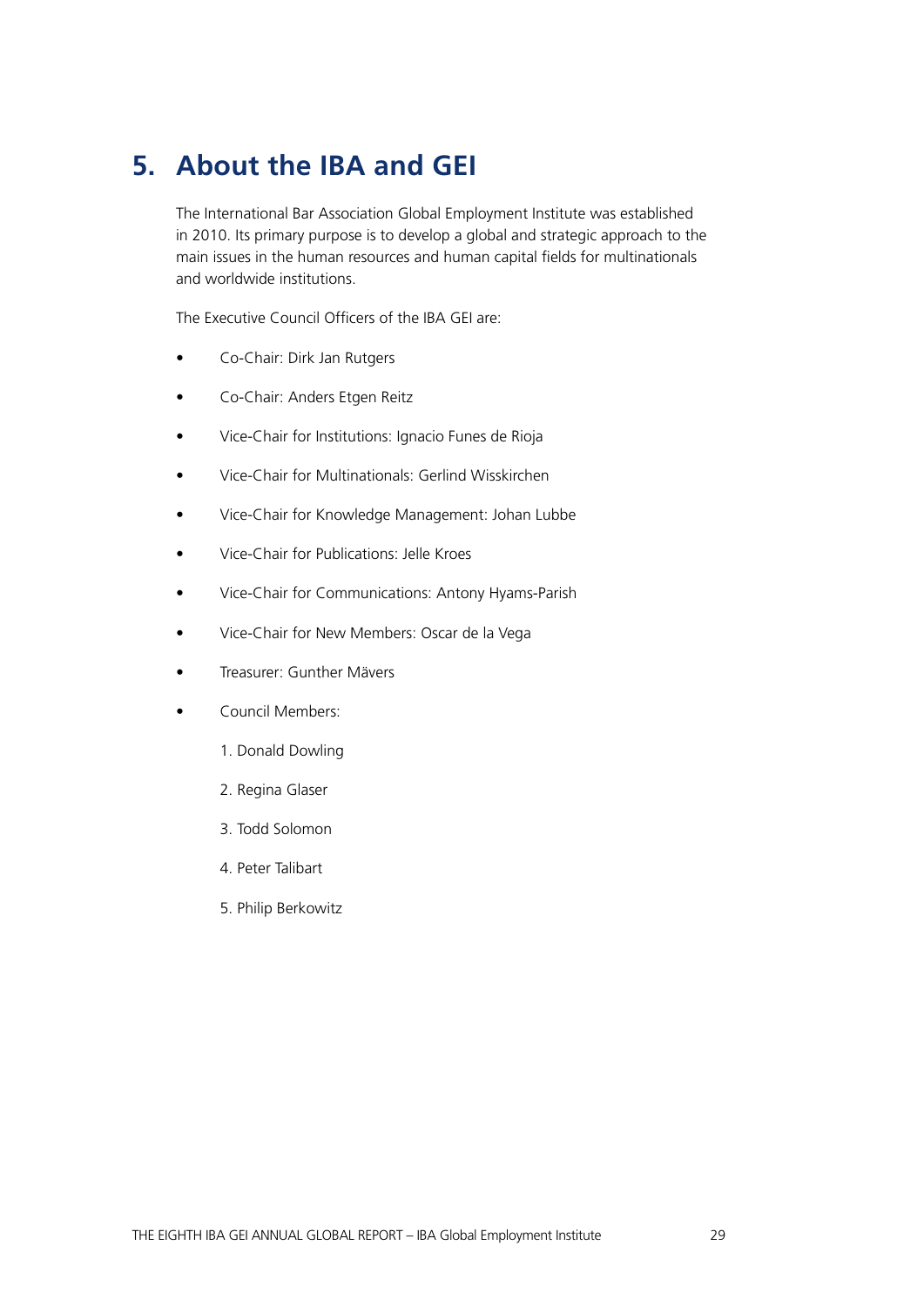# 5. About the IBA and GEI

The International Bar Association Global Employment Institute was established in 2010. Its primary purpose is to develop a global and strategic approach to the main issues in the human resources and human capital fields for multinationals and worldwide institutions.

The Executive Council Officers of the IBA GEI are:

- Co-Chair: Dirk Jan Rutgers
- Co-Chair: Anders Etgen Reitz
- Vice-Chair for Institutions: Ignacio Funes de Rioja
- Vice-Chair for Multinationals: Gerlind Wisskirchen
- Vice-Chair for Knowledge Management: Johan Lubbe
- Vice-Chair for Publications: Jelle Kroes
- Vice-Chair for Communications: Antony Hyams-Parish
- Vice-Chair for New Members: Oscar de la Vega
- Treasurer: Gunther Mävers
- Council Members:
  1. Donald Dowling
  2. Regina Glaser
  3. Todd Solomon
  4. Peter Talibart
  5. Philip Berkowitz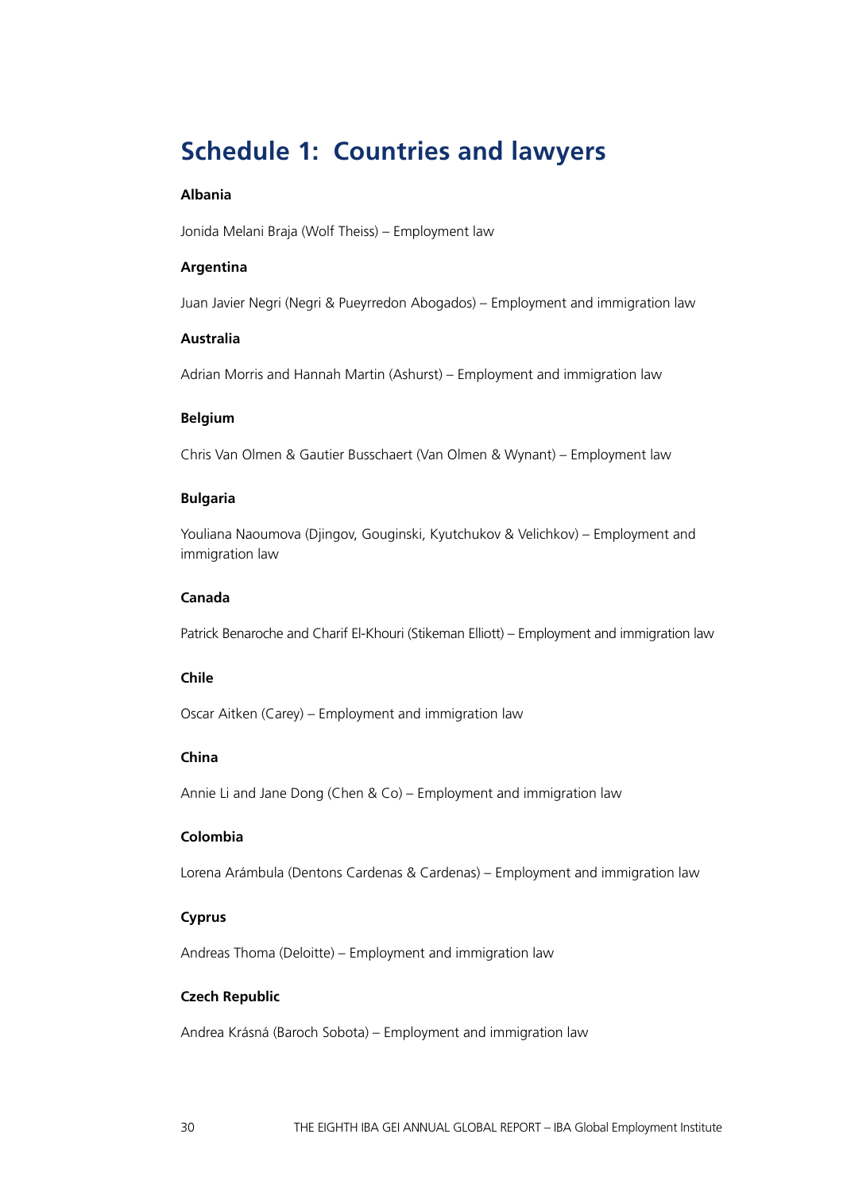# Schedule 1: Countries and lawyers

**Albania**

Jonida Melani Braja (Wolf Theiss) – Employment law

**Argentina**

Juan Javier Negri (Negri & Pueyrredon Abogados) – Employment and immigration law

**Australia**

Adrian Morris and Hannah Martin (Ashurst) – Employment and immigration law

**Belgium**

Chris Van Olmen & Gautier Busschaert (Van Olmen & Wynant) – Employment law

**Bulgaria**

Youliana Naoumova (Djingov, Gouginski, Kyutchukov & Velichkov) – Employment and immigration law

**Canada**

Patrick Benaroche and Charif El-Khouri (Stikeman Elliott) – Employment and immigration law

**Chile**

Oscar Aitken (Carey) – Employment and immigration law

**China**

Annie Li and Jane Dong (Chen & Co) – Employment and immigration law

**Colombia**

Lorena Arámbula (Dentons Cardenas & Cardenas) – Employment and immigration law

**Cyprus**

Andreas Thoma (Deloitte) – Employment and immigration law

**Czech Republic**

Andrea Krásná (Baroch Sobota) – Employment and immigration law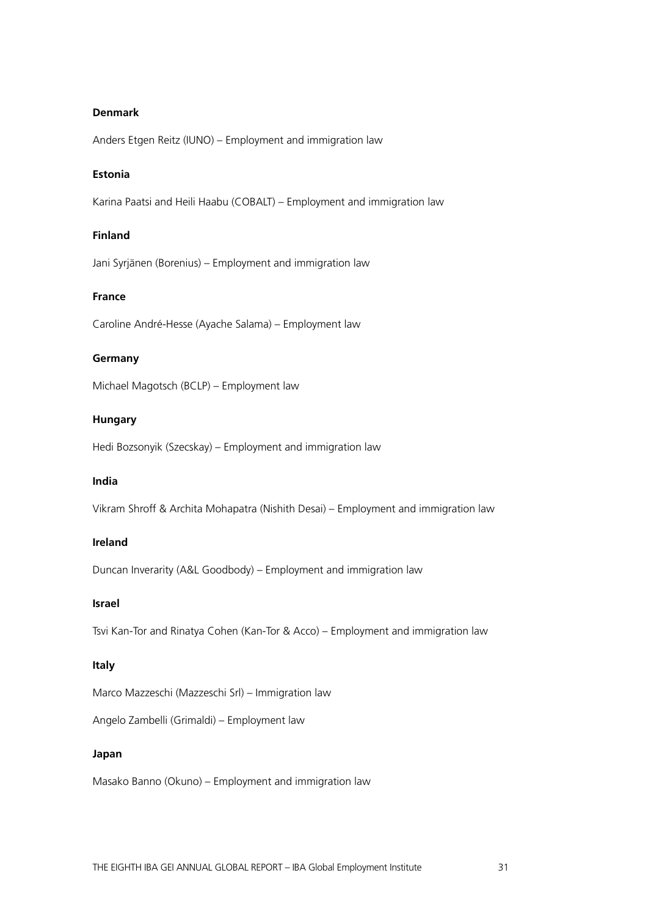**Denmark**

Anders Etgen Reitz (IUNO) – Employment and immigration law

**Estonia**

Karina Paatsi and Heili Haabu (COBALT) – Employment and immigration law

**Finland**

Jani Syrjänen (Borenius) – Employment and immigration law

**France**

Caroline André-Hesse (Ayache Salama) – Employment law

**Germany**

Michael Magotsch (BCLP) – Employment law

**Hungary**

Hedi Bozsonyik (Szecskay) – Employment and immigration law

**India**

Vikram Shroff & Archita Mohapatra (Nishith Desai) – Employment and immigration law

**Ireland**

Duncan Inverarity (A&L Goodbody) – Employment and immigration law

**Israel**

Tsvi Kan-Tor and Rinatya Cohen (Kan-Tor & Acco) – Employment and immigration law

**Italy**

Marco Mazzeschi (Mazzeschi Srl) – Immigration law

Angelo Zambelli (Grimaldi) – Employment law

**Japan**

Masako Banno (Okuno) – Employment and immigration law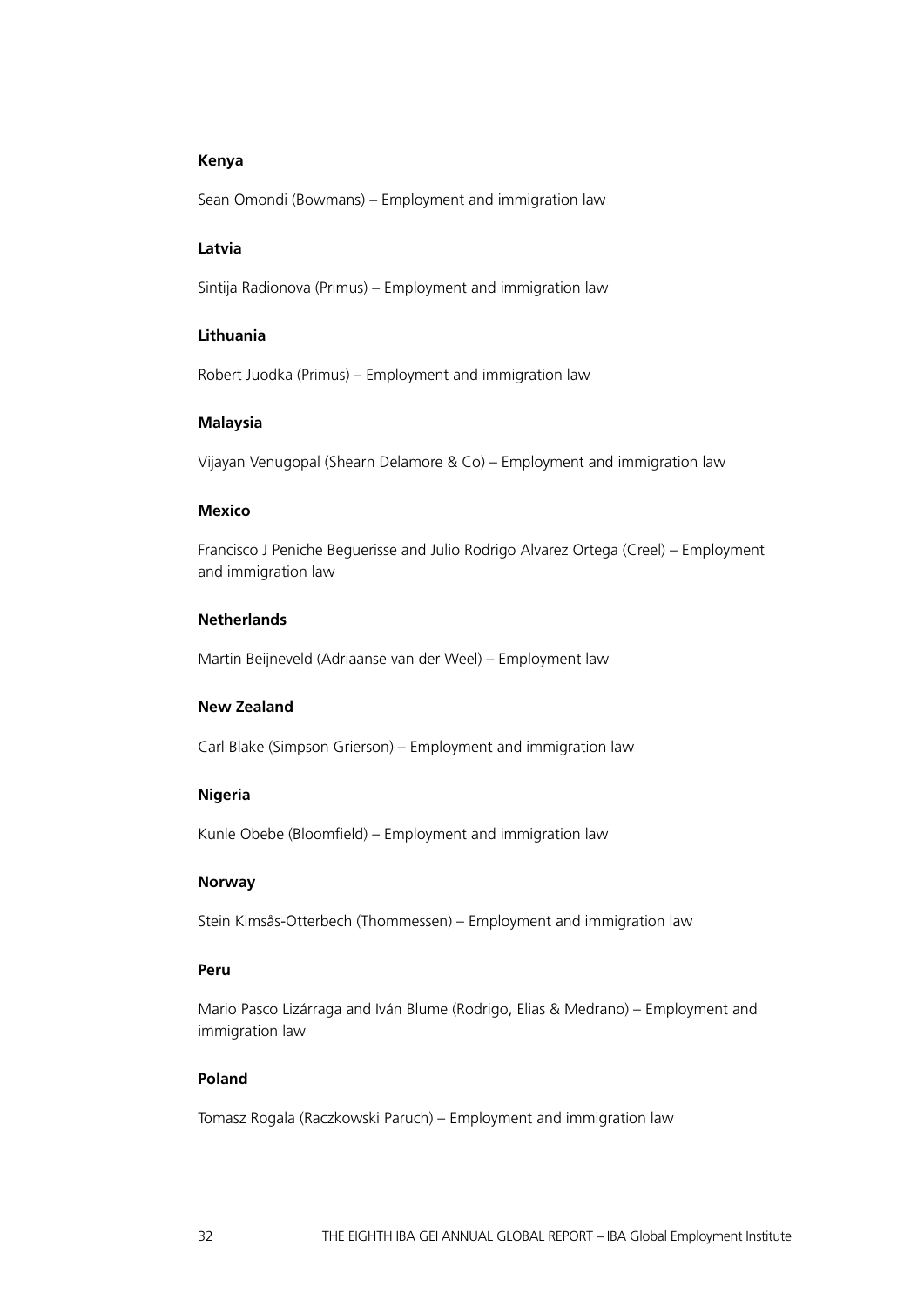**Kenya**

Sean Omondi (Bowmans) – Employment and immigration law

**Latvia**

Sintija Radionova (Primus) – Employment and immigration law

**Lithuania**

Robert Juodka (Primus) – Employment and immigration law

**Malaysia**

Vijayan Venugopal (Shearn Delamore & Co) – Employment and immigration law

**Mexico**

Francisco J Peniche Beguerisse and Julio Rodrigo Alvarez Ortega (Creel) – Employment and immigration law

**Netherlands**

Martin Beijneveld (Adriaanse van der Weel) – Employment law

**New Zealand**

Carl Blake (Simpson Grierson) – Employment and immigration law

**Nigeria**

Kunle Obebe (Bloomfield) – Employment and immigration law

**Norway**

Stein Kimsås-Otterbech (Thommessen) – Employment and immigration law

**Peru**

Mario Pasco Lizárraga and Iván Blume (Rodrigo, Elias & Medrano) – Employment and immigration law

**Poland**

Tomasz Rogala (Raczkowski Paruch) – Employment and immigration law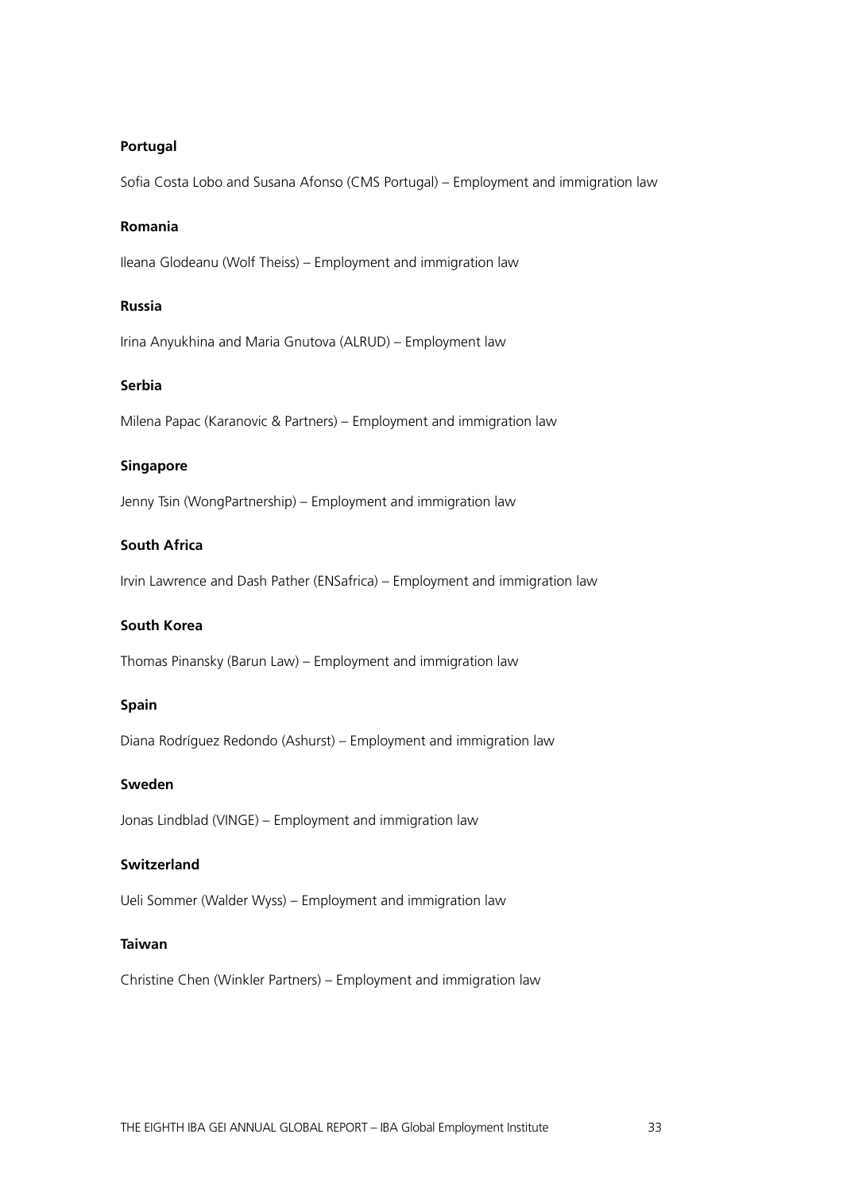**Portugal**

Sofia Costa Lobo and Susana Afonso (CMS Portugal) – Employment and immigration law

**Romania**

Ileana Glodeanu (Wolf Theiss) – Employment and immigration law

**Russia**

Irina Anyukhina and Maria Gnutova (ALRUD) – Employment law

**Serbia**

Milena Papac (Karanovic & Partners) – Employment and immigration law

**Singapore**

Jenny Tsin (WongPartnership) – Employment and immigration law

**South Africa**

Irvin Lawrence and Dash Pather (ENSafrica) – Employment and immigration law

**South Korea**

Thomas Pinansky (Barun Law) – Employment and immigration law

**Spain**

Diana Rodríguez Redondo (Ashurst) – Employment and immigration law

**Sweden**

Jonas Lindblad (VINGE) – Employment and immigration law

**Switzerland**

Ueli Sommer (Walder Wyss) – Employment and immigration law

**Taiwan**

Christine Chen (Winkler Partners) – Employment and immigration law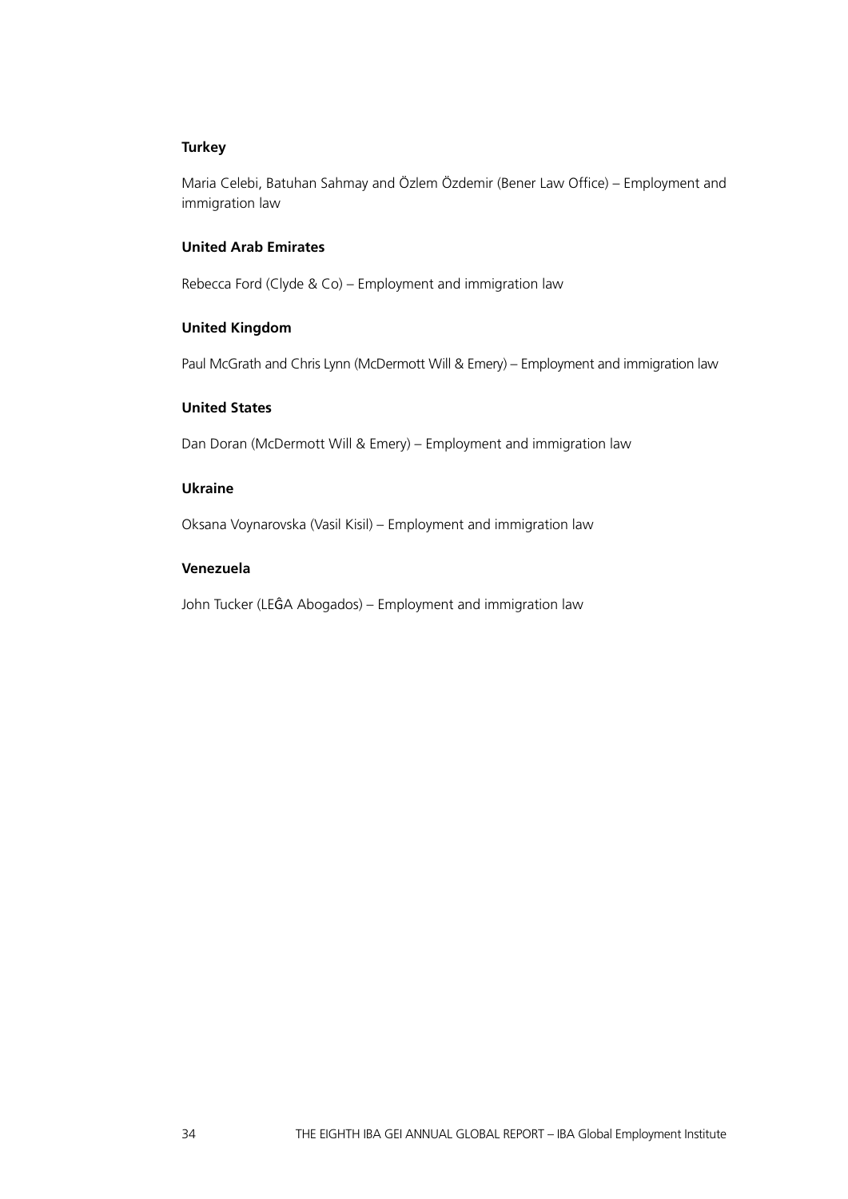**Turkey**

Maria Celebi, Batuhan Sahmay and Özlem Özdemir (Bener Law Office) – Employment and immigration law

**United Arab Emirates**

Rebecca Ford (Clyde & Co) – Employment and immigration law

**United Kingdom**

Paul McGrath and Chris Lynn (McDermott Will & Emery) – Employment and immigration law

**United States**

Dan Doran (McDermott Will & Emery) – Employment and immigration law

**Ukraine**

Oksana Voynarovska (Vasil Kisil) – Employment and immigration law

**Venezuela**

John Tucker (LEĜA Abogados) – Employment and immigration law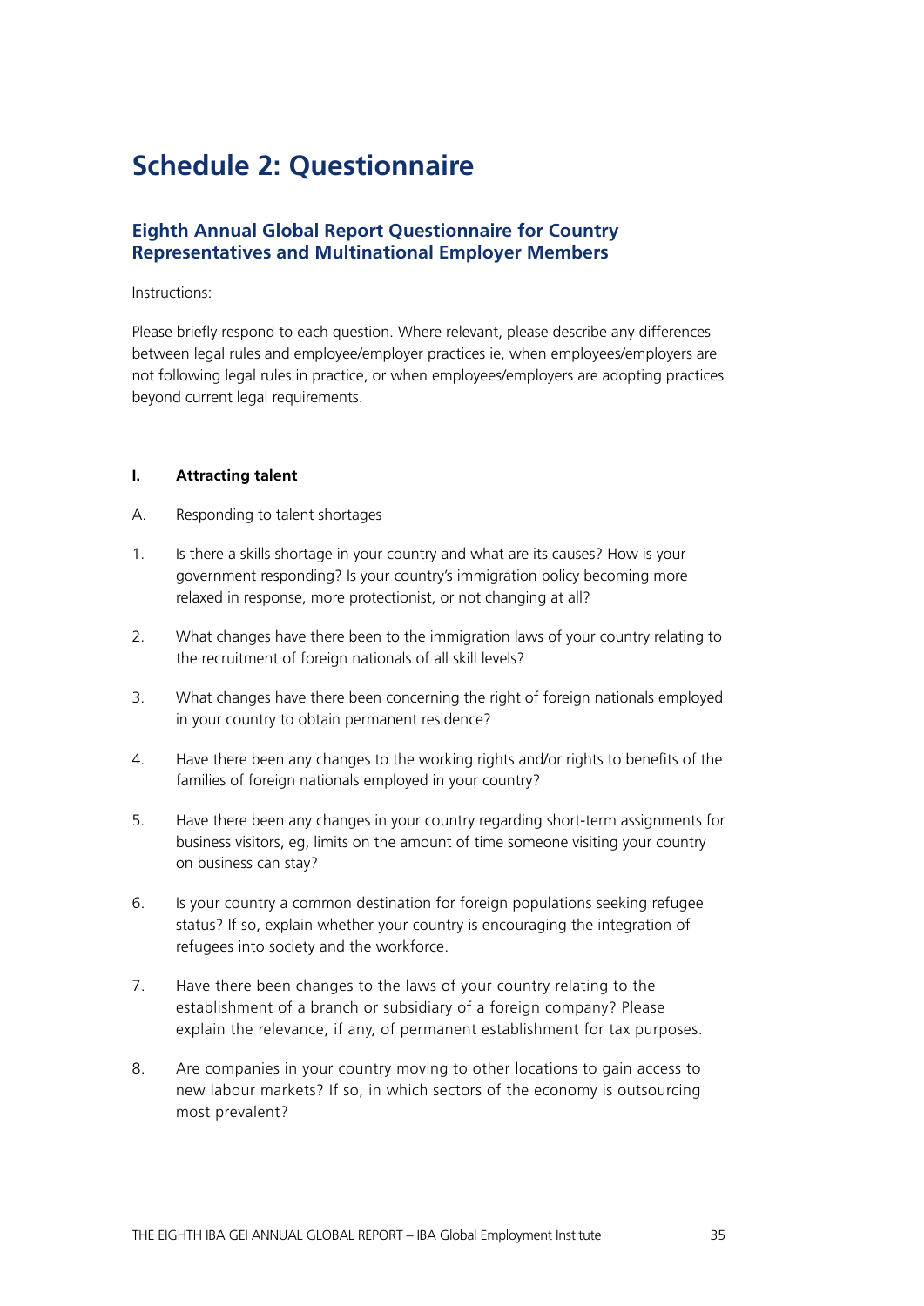# Schedule 2: Questionnaire

## Eighth Annual Global Report Questionnaire for Country Representatives and Multinational Employer Members

Instructions:

Please briefly respond to each question. Where relevant, please describe any differences between legal rules and employee/employer practices ie, when employees/employers are not following legal rules in practice, or when employees/employers are adopting practices beyond current legal requirements.

**I. Attracting talent**

A. Responding to talent shortages

1. Is there a skills shortage in your country and what are its causes? How is your government responding? Is your country's immigration policy becoming more relaxed in response, more protectionist, or not changing at all?

2. What changes have there been to the immigration laws of your country relating to the recruitment of foreign nationals of all skill levels?

3. What changes have there been concerning the right of foreign nationals employed in your country to obtain permanent residence?

4. Have there been any changes to the working rights and/or rights to benefits of the families of foreign nationals employed in your country?

5. Have there been any changes in your country regarding short-term assignments for business visitors, eg, limits on the amount of time someone visiting your country on business can stay?

6. Is your country a common destination for foreign populations seeking refugee status? If so, explain whether your country is encouraging the integration of refugees into society and the workforce.

7. Have there been changes to the laws of your country relating to the establishment of a branch or subsidiary of a foreign company? Please explain the relevance, if any, of permanent establishment for tax purposes.

8. Are companies in your country moving to other locations to gain access to new labour markets? If so, in which sectors of the economy is outsourcing most prevalent?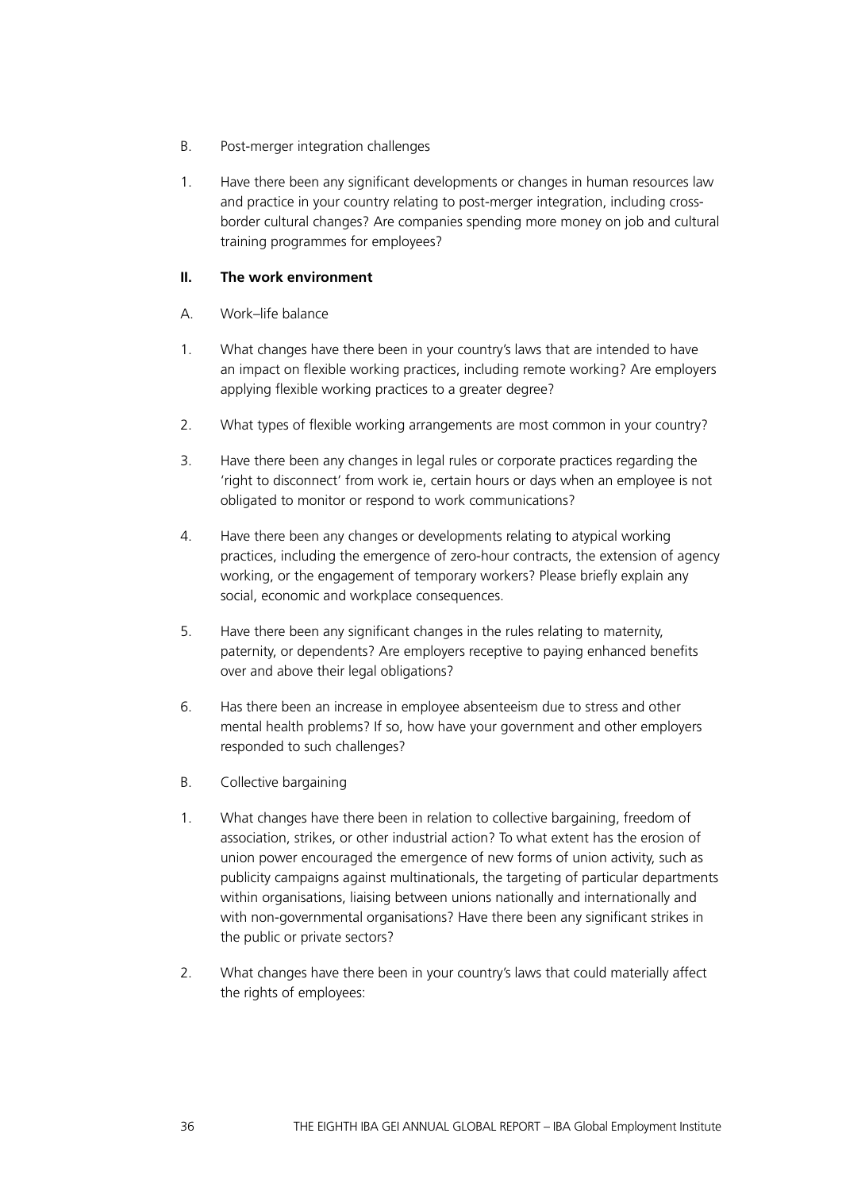B. Post-merger integration challenges

1. Have there been any significant developments or changes in human resources law and practice in your country relating to post-merger integration, including cross-border cultural changes? Are companies spending more money on job and cultural training programmes for employees?

## II. The work environment

A. Work–life balance

1. What changes have there been in your country's laws that are intended to have an impact on flexible working practices, including remote working? Are employers applying flexible working practices to a greater degree?

2. What types of flexible working arrangements are most common in your country?

3. Have there been any changes in legal rules or corporate practices regarding the 'right to disconnect' from work ie, certain hours or days when an employee is not obligated to monitor or respond to work communications?

4. Have there been any changes or developments relating to atypical working practices, including the emergence of zero-hour contracts, the extension of agency working, or the engagement of temporary workers? Please briefly explain any social, economic and workplace consequences.

5. Have there been any significant changes in the rules relating to maternity, paternity, or dependents? Are employers receptive to paying enhanced benefits over and above their legal obligations?

6. Has there been an increase in employee absenteeism due to stress and other mental health problems? If so, how have your government and other employers responded to such challenges?

B. Collective bargaining

1. What changes have there been in relation to collective bargaining, freedom of association, strikes, or other industrial action? To what extent has the erosion of union power encouraged the emergence of new forms of union activity, such as publicity campaigns against multinationals, the targeting of particular departments within organisations, liaising between unions nationally and internationally and with non-governmental organisations? Have there been any significant strikes in the public or private sectors?

2. What changes have there been in your country's laws that could materially affect the rights of employees: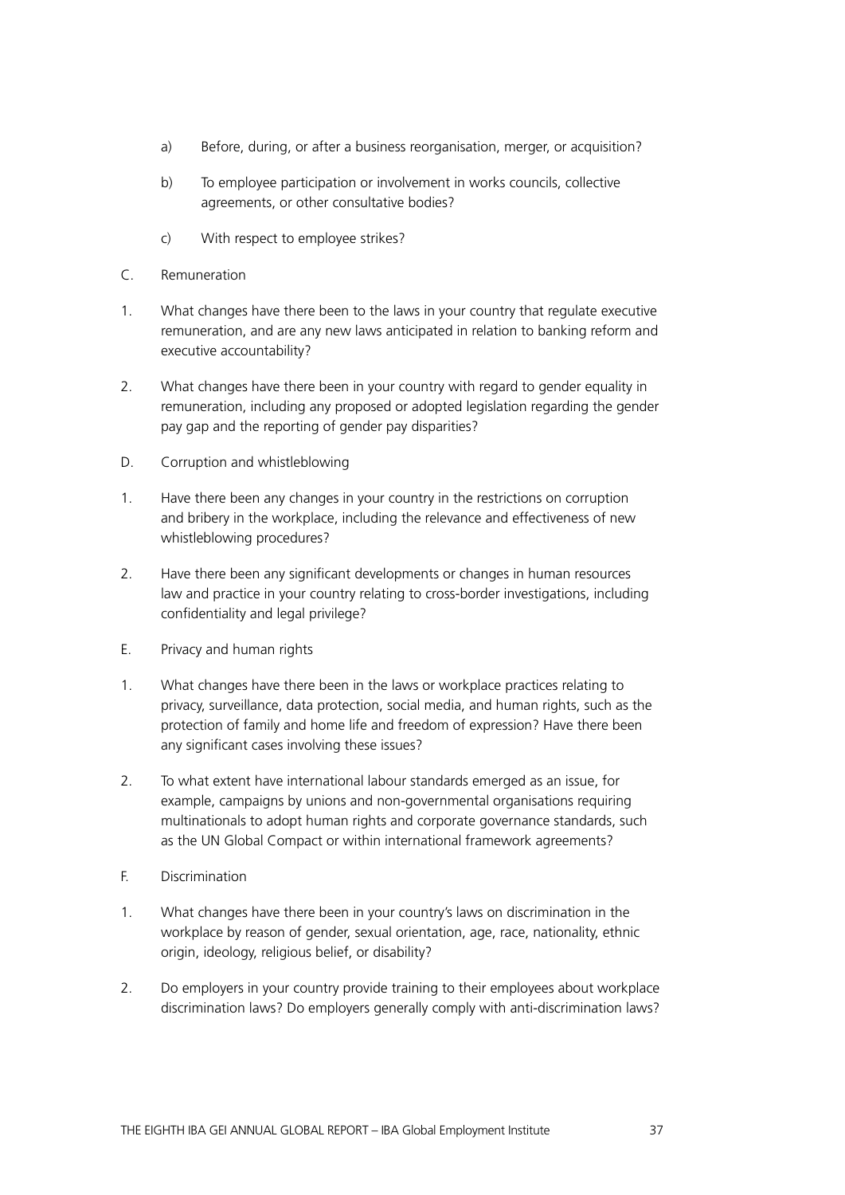a) Before, during, or after a business reorganisation, merger, or acquisition?

b) To employee participation or involvement in works councils, collective agreements, or other consultative bodies?

c) With respect to employee strikes?

C. Remuneration

1. What changes have there been to the laws in your country that regulate executive remuneration, and are any new laws anticipated in relation to banking reform and executive accountability?

2. What changes have there been in your country with regard to gender equality in remuneration, including any proposed or adopted legislation regarding the gender pay gap and the reporting of gender pay disparities?

D. Corruption and whistleblowing

1. Have there been any changes in your country in the restrictions on corruption and bribery in the workplace, including the relevance and effectiveness of new whistleblowing procedures?

2. Have there been any significant developments or changes in human resources law and practice in your country relating to cross-border investigations, including confidentiality and legal privilege?

E. Privacy and human rights

1. What changes have there been in the laws or workplace practices relating to privacy, surveillance, data protection, social media, and human rights, such as the protection of family and home life and freedom of expression? Have there been any significant cases involving these issues?

2. To what extent have international labour standards emerged as an issue, for example, campaigns by unions and non-governmental organisations requiring multinationals to adopt human rights and corporate governance standards, such as the UN Global Compact or within international framework agreements?

F. Discrimination

1. What changes have there been in your country's laws on discrimination in the workplace by reason of gender, sexual orientation, age, race, nationality, ethnic origin, ideology, religious belief, or disability?

2. Do employers in your country provide training to their employees about workplace discrimination laws? Do employers generally comply with anti-discrimination laws?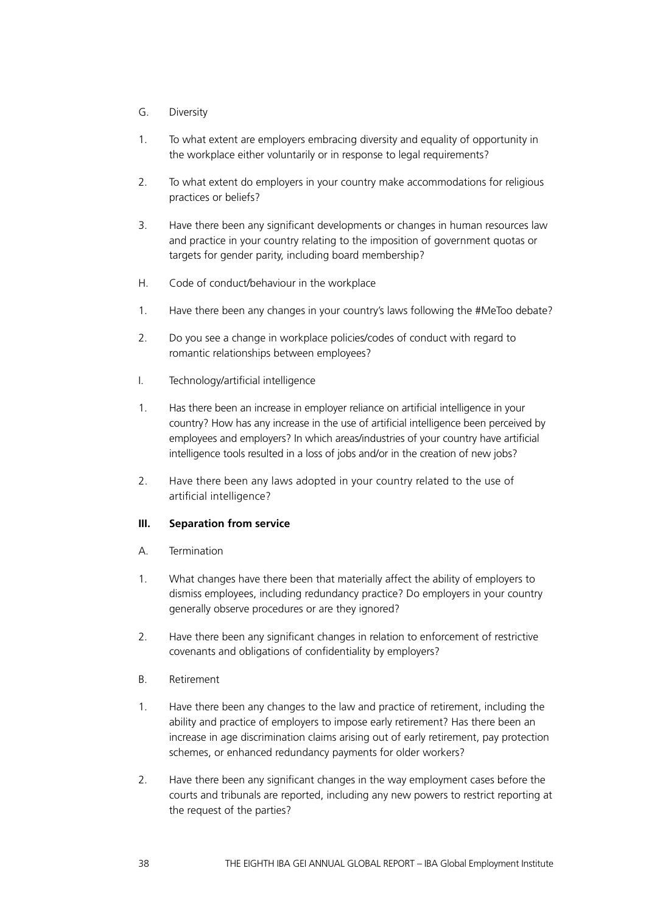G. Diversity

1. To what extent are employers embracing diversity and equality of opportunity in the workplace either voluntarily or in response to legal requirements?

2. To what extent do employers in your country make accommodations for religious practices or beliefs?

3. Have there been any significant developments or changes in human resources law and practice in your country relating to the imposition of government quotas or targets for gender parity, including board membership?

H. Code of conduct/behaviour in the workplace

1. Have there been any changes in your country's laws following the #MeToo debate?

2. Do you see a change in workplace policies/codes of conduct with regard to romantic relationships between employees?

I. Technology/artificial intelligence

1. Has there been an increase in employer reliance on artificial intelligence in your country? How has any increase in the use of artificial intelligence been perceived by employees and employers? In which areas/industries of your country have artificial intelligence tools resulted in a loss of jobs and/or in the creation of new jobs?

2. Have there been any laws adopted in your country related to the use of artificial intelligence?

**III. Separation from service**

A. Termination

1. What changes have there been that materially affect the ability of employers to dismiss employees, including redundancy practice? Do employers in your country generally observe procedures or are they ignored?

2. Have there been any significant changes in relation to enforcement of restrictive covenants and obligations of confidentiality by employers?

B. Retirement

1. Have there been any changes to the law and practice of retirement, including the ability and practice of employers to impose early retirement? Has there been an increase in age discrimination claims arising out of early retirement, pay protection schemes, or enhanced redundancy payments for older workers?

2. Have there been any significant changes in the way employment cases before the courts and tribunals are reported, including any new powers to restrict reporting at the request of the parties?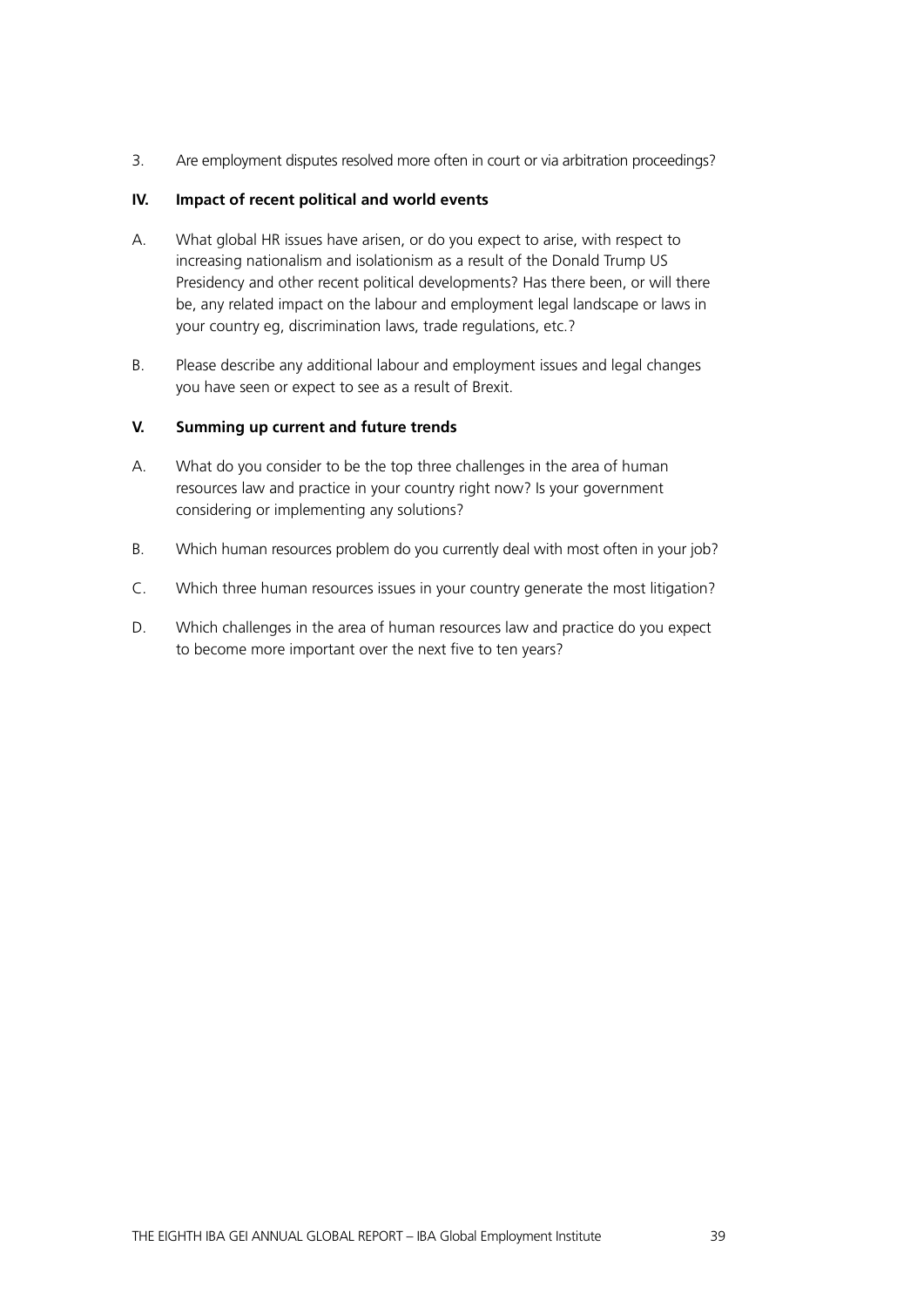3. Are employment disputes resolved more often in court or via arbitration proceedings?

### IV. Impact of recent political and world events

A. What global HR issues have arisen, or do you expect to arise, with respect to increasing nationalism and isolationism as a result of the Donald Trump US Presidency and other recent political developments? Has there been, or will there be, any related impact on the labour and employment legal landscape or laws in your country eg, discrimination laws, trade regulations, etc.?

B. Please describe any additional labour and employment issues and legal changes you have seen or expect to see as a result of Brexit.

### V. Summing up current and future trends

A. What do you consider to be the top three challenges in the area of human resources law and practice in your country right now? Is your government considering or implementing any solutions?

B. Which human resources problem do you currently deal with most often in your job?

C. Which three human resources issues in your country generate the most litigation?

D. Which challenges in the area of human resources law and practice do you expect to become more important over the next five to ten years?